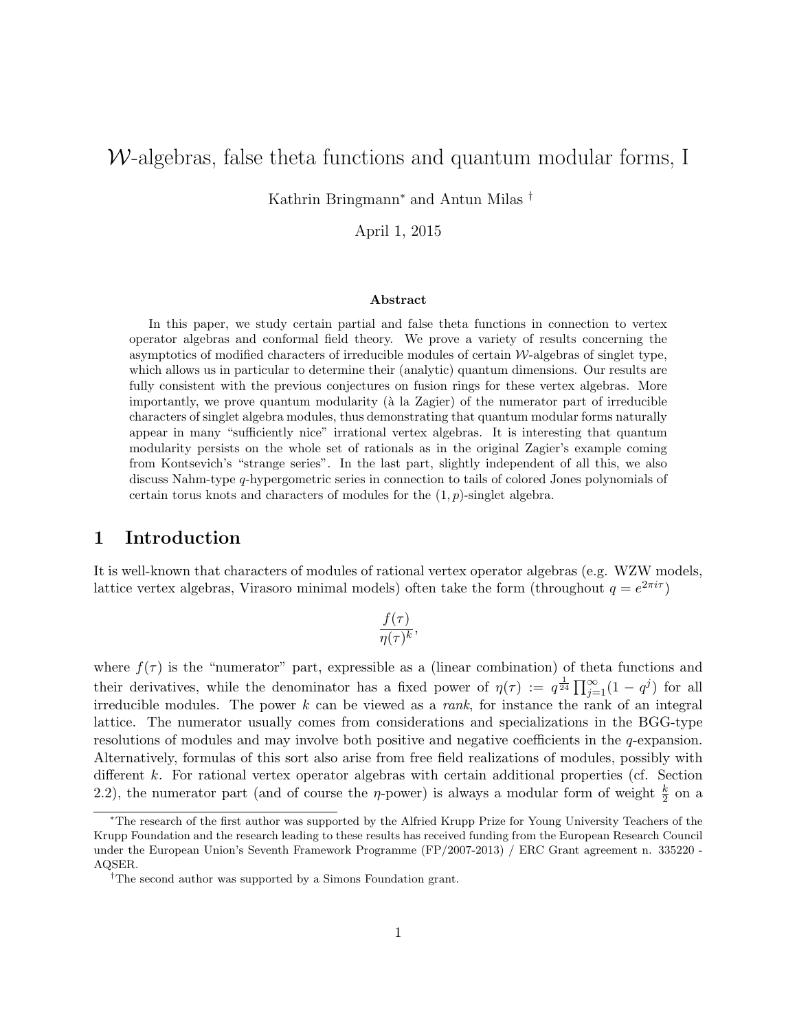# $\mathcal{W}$-algebras, false theta functions and quantum modular forms, I

Kathrin Bringmann[*] and Antun Milas[†]

April 1, 2015

### Abstract

In this paper, we study certain partial and false theta functions in connection to vertex operator algebras and conformal field theory. We prove a variety of results concerning the asymptotics of modified characters of irreducible modules of certain $\mathcal{W}$-algebras of singlet type, which allows us in particular to determine their (analytic) quantum dimensions. Our results are fully consistent with the previous conjectures on fusion rings for these vertex algebras. More importantly, we prove quantum modularity (à la Zagier) of the numerator part of irreducible characters of singlet algebra modules, thus demonstrating that quantum modular forms naturally appear in many "sufficiently nice" irrational vertex algebras. It is interesting that quantum modularity persists on the whole set of rationals as in the original Zagier's example coming from Kontsevich's "strange series". In the last part, slightly independent of all this, we also discuss Nahm-type $q$-hypergometric series in connection to tails of colored Jones polynomials of certain torus knots and characters of modules for the $(1, p)$-singlet algebra.

## 1 Introduction

It is well-known that characters of modules of rational vertex operator algebras (e.g. WZW models, lattice vertex algebras, Virasoro minimal models) often take the form (throughout $q = e^{2\pi i\tau}$)

$$\frac{f(\tau)}{\eta(\tau)^k},$$

where $f(\tau)$ is the "numerator" part, expressible as a (linear combination) of theta functions and their derivatives, while the denominator has a fixed power of $\eta(\tau) := q^{\frac{1}{24}} \prod_{j=1}^{\infty}(1 - q^j)$ for all irreducible modules. The power $k$ can be viewed as a *rank*, for instance the rank of an integral lattice. The numerator usually comes from considerations and specializations in the BGG-type resolutions of modules and may involve both positive and negative coefficients in the $q$-expansion. Alternatively, formulas of this sort also arise from free field realizations of modules, possibly with different $k$. For rational vertex operator algebras with certain additional properties (cf. Section 2.2), the numerator part (and of course the $\eta$-power) is always a modular form of weight $\frac{k}{2}$ on a

---

[*] The research of the first author was supported by the Alfried Krupp Prize for Young University Teachers of the Krupp Foundation and the research leading to these results has received funding from the European Research Council under the European Union's Seventh Framework Programme (FP/2007-2013) / ERC Grant agreement n. 335220 - AQSER.

[†] The second author was supported by a Simons Foundation grant.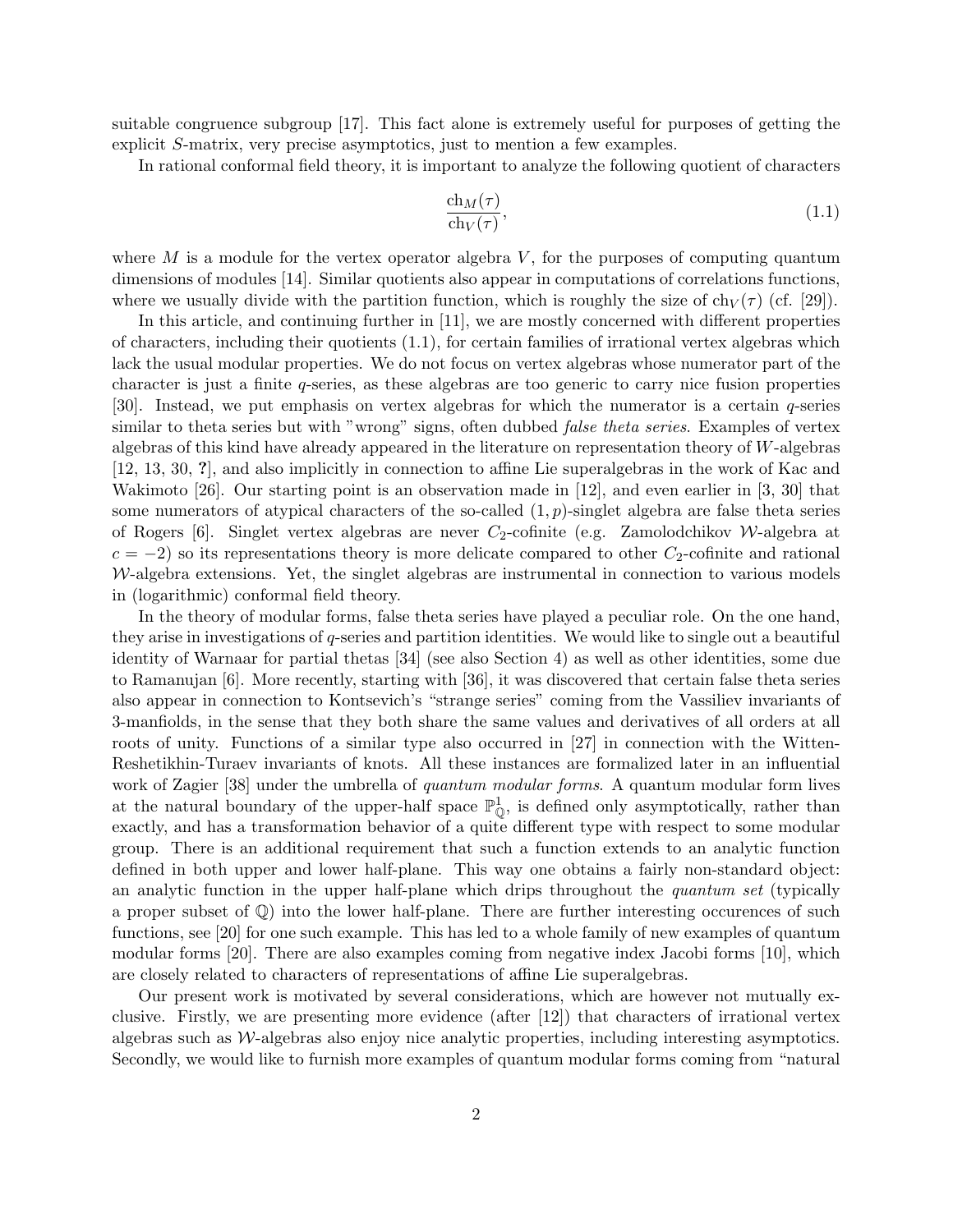suitable congruence subgroup [17]. This fact alone is extremely useful for purposes of getting the explicit $S$-matrix, very precise asymptotics, just to mention a few examples.

In rational conformal field theory, it is important to analyze the following quotient of characters

$$\frac{\mathrm{ch}_M(\tau)}{\mathrm{ch}_V(\tau)}, \tag{1.1}$$

where $M$ is a module for the vertex operator algebra $V$, for the purposes of computing quantum dimensions of modules [14]. Similar quotients also appear in computations of correlations functions, where we usually divide with the partition function, which is roughly the size of $\mathrm{ch}_V(\tau)$ (cf. [29]).

In this article, and continuing further in [11], we are mostly concerned with different properties of characters, including their quotients (1.1), for certain families of irrational vertex algebras which lack the usual modular properties. We do not focus on vertex algebras whose numerator part of the character is just a finite $q$-series, as these algebras are too generic to carry nice fusion properties [30]. Instead, we put emphasis on vertex algebras for which the numerator is a certain $q$-series similar to theta series but with "wrong" signs, often dubbed *false theta series*. Examples of vertex algebras of this kind have already appeared in the literature on representation theory of $W$-algebras [12, 13, 30, **?**], and also implicitly in connection to affine Lie superalgebras in the work of Kac and Wakimoto [26]. Our starting point is an observation made in [12], and even earlier in [3, 30] that some numerators of atypical characters of the so-called $(1,p)$-singlet algebra are false theta series of Rogers [6]. Singlet vertex algebras are never $C_2$-cofinite (e.g. Zamolodchikov $\mathcal{W}$-algebra at $c=-2$) so its representations theory is more delicate compared to other $C_2$-cofinite and rational $\mathcal{W}$-algebra extensions. Yet, the singlet algebras are instrumental in connection to various models in (logarithmic) conformal field theory.

In the theory of modular forms, false theta series have played a peculiar role. On the one hand, they arise in investigations of $q$-series and partition identities. We would like to single out a beautiful identity of Warnaar for partial thetas [34] (see also Section 4) as well as other identities, some due to Ramanujan [6]. More recently, starting with [36], it was discovered that certain false theta series also appear in connection to Kontsevich's "strange series" coming from the Vassiliev invariants of 3-manfiolds, in the sense that they both share the same values and derivatives of all orders at all roots of unity. Functions of a similar type also occurred in [27] in connection with the Witten-Reshetikhin-Turaev invariants of knots. All these instances are formalized later in an influential work of Zagier [38] under the umbrella of *quantum modular forms*. A quantum modular form lives at the natural boundary of the upper-half space $\mathbb{P}^1_{\mathbb{Q}}$, is defined only asymptotically, rather than exactly, and has a transformation behavior of a quite different type with respect to some modular group. There is an additional requirement that such a function extends to an analytic function defined in both upper and lower half-plane. This way one obtains a fairly non-standard object: an analytic function in the upper half-plane which drips throughout the *quantum set* (typically a proper subset of $\mathbb{Q}$) into the lower half-plane. There are further interesting occurences of such functions, see [20] for one such example. This has led to a whole family of new examples of quantum modular forms [20]. There are also examples coming from negative index Jacobi forms [10], which are closely related to characters of representations of affine Lie superalgebras.

Our present work is motivated by several considerations, which are however not mutually exclusive. Firstly, we are presenting more evidence (after [12]) that characters of irrational vertex algebras such as $\mathcal{W}$-algebras also enjoy nice analytic properties, including interesting asymptotics. Secondly, we would like to furnish more examples of quantum modular forms coming from "natural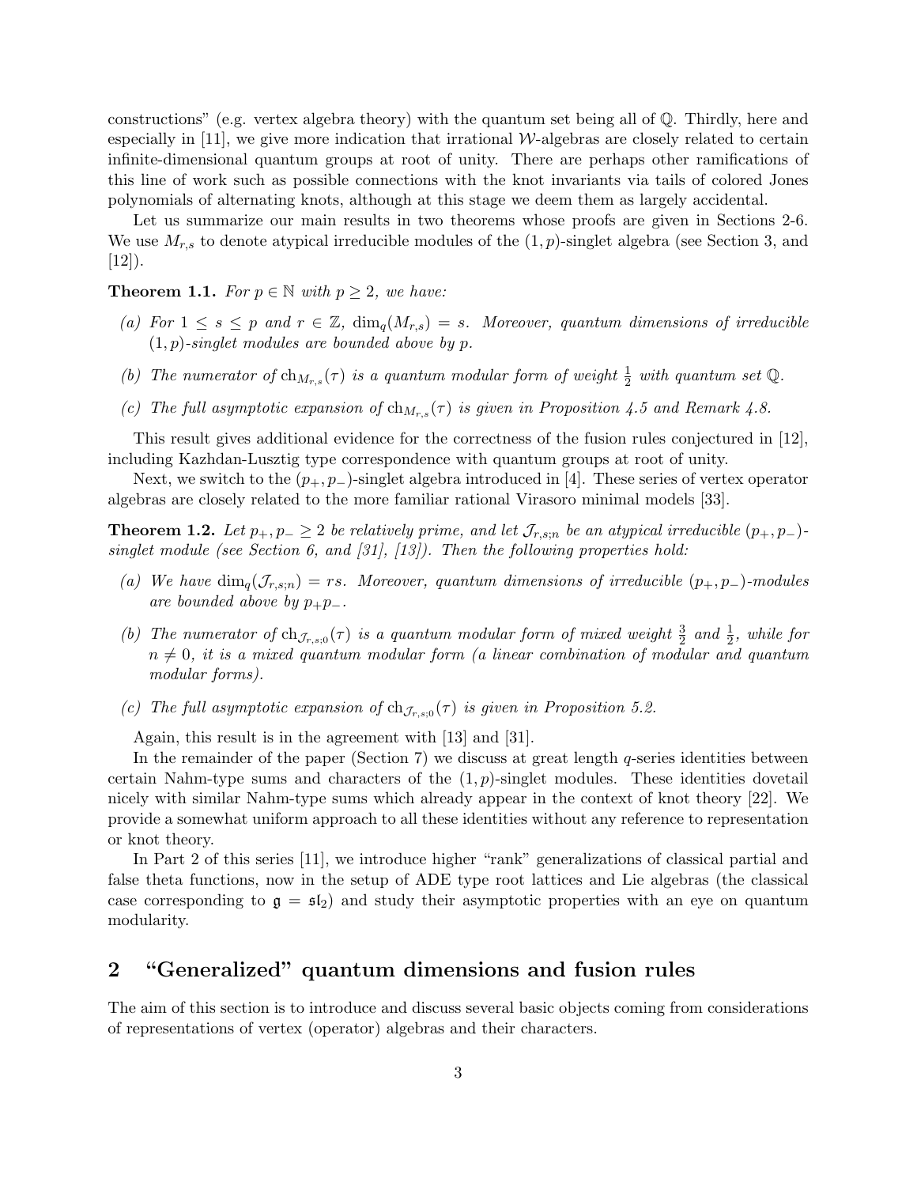constructions" (e.g. vertex algebra theory) with the quantum set being all of $\mathbb{Q}$. Thirdly, here and especially in [11], we give more indication that irrational $\mathcal{W}$-algebras are closely related to certain infinite-dimensional quantum groups at root of unity. There are perhaps other ramifications of this line of work such as possible connections with the knot invariants via tails of colored Jones polynomials of alternating knots, although at this stage we deem them as largely accidental.

Let us summarize our main results in two theorems whose proofs are given in Sections 2-6. We use $M_{r,s}$ to denote atypical irreducible modules of the $(1,p)$-singlet algebra (see Section 3, and [12]).

**Theorem 1.1.** *For $p \in \mathbb{N}$ with $p \geq 2$, we have:*

*(a) For $1 \leq s \leq p$ and $r \in \mathbb{Z}$, $\dim_q(M_{r,s}) = s$. Moreover, quantum dimensions of irreducible $(1,p)$-singlet modules are bounded above by $p$.*

*(b) The numerator of $\mathrm{ch}_{M_{r,s}}(\tau)$ is a quantum modular form of weight $\frac{1}{2}$ with quantum set $\mathbb{Q}$.*

*(c) The full asymptotic expansion of $\mathrm{ch}_{M_{r,s}}(\tau)$ is given in Proposition 4.5 and Remark 4.8.*

This result gives additional evidence for the correctness of the fusion rules conjectured in [12], including Kazhdan-Lusztig type correspondence with quantum groups at root of unity.

Next, we switch to the $(p_+, p_-)$-singlet algebra introduced in [4]. These series of vertex operator algebras are closely related to the more familiar rational Virasoro minimal models [33].

**Theorem 1.2.** *Let $p_+, p_- \geq 2$ be relatively prime, and let $\mathcal{J}_{r,s;n}$ be an atypical irreducible $(p_+, p_-)$-singlet module (see Section 6, and [31], [13]). Then the following properties hold:*

*(a) We have $\dim_q(\mathcal{J}_{r,s;n}) = rs$. Moreover, quantum dimensions of irreducible $(p_+, p_-)$-modules are bounded above by $p_+p_-$.*

*(b) The numerator of $\mathrm{ch}_{\mathcal{J}_{r,s;0}}(\tau)$ is a quantum modular form of mixed weight $\frac{3}{2}$ and $\frac{1}{2}$, while for $n \neq 0$, it is a mixed quantum modular form (a linear combination of modular and quantum modular forms).*

*(c) The full asymptotic expansion of $\mathrm{ch}_{\mathcal{J}_{r,s;0}}(\tau)$ is given in Proposition 5.2.*

Again, this result is in the agreement with [13] and [31].

In the remainder of the paper (Section 7) we discuss at great length $q$-series identities between certain Nahm-type sums and characters of the $(1,p)$-singlet modules. These identities dovetail nicely with similar Nahm-type sums which already appear in the context of knot theory [22]. We provide a somewhat uniform approach to all these identities without any reference to representation or knot theory.

In Part 2 of this series [11], we introduce higher "rank" generalizations of classical partial and false theta functions, now in the setup of ADE type root lattices and Lie algebras (the classical case corresponding to $\mathfrak{g} = \mathfrak{sl}_2$) and study their asymptotic properties with an eye on quantum modularity.

## 2 "Generalized" quantum dimensions and fusion rules

The aim of this section is to introduce and discuss several basic objects coming from considerations of representations of vertex (operator) algebras and their characters.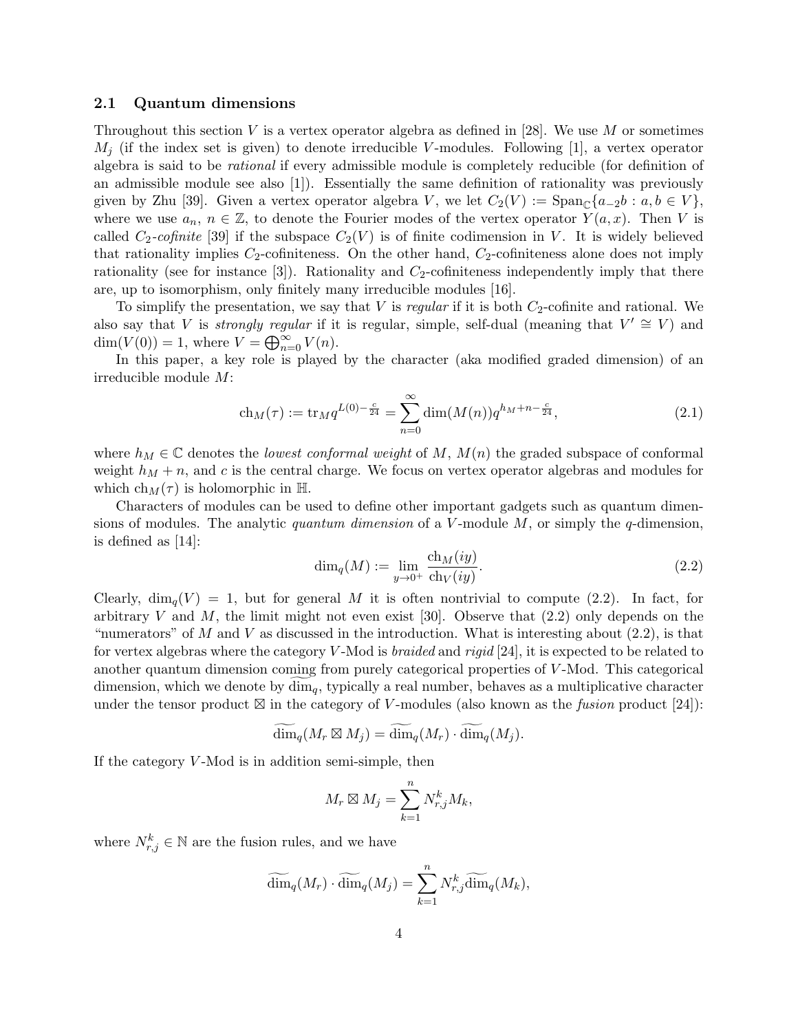### 2.1 Quantum dimensions

Throughout this section $V$ is a vertex operator algebra as defined in [28]. We use $M$ or sometimes $M_j$ (if the index set is given) to denote irreducible $V$-modules. Following [1], a vertex operator algebra is said to be *rational* if every admissible module is completely reducible (for definition of an admissible module see also [1]). Essentially the same definition of rationality was previously given by Zhu [39]. Given a vertex operator algebra $V$, we let $C_2(V) := \mathrm{Span}_{\mathbb{C}}\{a_{-2}b : a, b \in V\}$, where we use $a_n$, $n \in \mathbb{Z}$, to denote the Fourier modes of the vertex operator $Y(a, x)$. Then $V$ is called $C_2$*-cofinite* [39] if the subspace $C_2(V)$ is of finite codimension in $V$. It is widely believed that rationality implies $C_2$-cofiniteness. On the other hand, $C_2$-cofiniteness alone does not imply rationality (see for instance [3]). Rationality and $C_2$-cofiniteness independently imply that there are, up to isomorphism, only finitely many irreducible modules [16].

To simplify the presentation, we say that $V$ is *regular* if it is both $C_2$-cofinite and rational. We also say that $V$ is *strongly regular* if it is regular, simple, self-dual (meaning that $V' \cong V$) and $\dim(V(0)) = 1$, where $V = \bigoplus_{n=0}^{\infty} V(n)$.

In this paper, a key role is played by the character (aka modified graded dimension) of an irreducible module $M$:

$$\mathrm{ch}_M(\tau) := \mathrm{tr}_M q^{L(0)-\frac{c}{24}} = \sum_{n=0}^{\infty} \dim(M(n)) q^{h_M+n-\frac{c}{24}}, \tag{2.1}$$

where $h_M \in \mathbb{C}$ denotes the *lowest conformal weight* of $M$, $M(n)$ the graded subspace of conformal weight $h_M + n$, and $c$ is the central charge. We focus on vertex operator algebras and modules for which $\mathrm{ch}_M(\tau)$ is holomorphic in $\mathbb{H}$.

Characters of modules can be used to define other important gadgets such as quantum dimensions of modules. The analytic *quantum dimension* of a $V$-module $M$, or simply the $q$-dimension, is defined as [14]:

$$\dim_q(M) := \lim_{y \to 0^+} \frac{\mathrm{ch}_M(iy)}{\mathrm{ch}_V(iy)}. \tag{2.2}$$

Clearly, $\dim_q(V) = 1$, but for general $M$ it is often nontrivial to compute (2.2). In fact, for arbitrary $V$ and $M$, the limit might not even exist [30]. Observe that (2.2) only depends on the "numerators" of $M$ and $V$ as discussed in the introduction. What is interesting about (2.2), is that for vertex algebras where the category $V$-Mod is *braided* and *rigid* [24], it is expected to be related to another quantum dimension coming from purely categorical properties of $V$-Mod. This categorical dimension, which we denote by $\widetilde{\dim}_q$, typically a real number, behaves as a multiplicative character under the tensor product $\boxtimes$ in the category of $V$-modules (also known as the *fusion* product [24]):

$$\widetilde{\dim}_q(M_r \boxtimes M_j) = \widetilde{\dim}_q(M_r) \cdot \widetilde{\dim}_q(M_j).$$

If the category $V$-Mod is in addition semi-simple, then

$$M_r \boxtimes M_j = \sum_{k=1}^{n} N_{r,j}^k M_k,$$

where $N_{r,j}^k \in \mathbb{N}$ are the fusion rules, and we have

$$\widetilde{\dim}_q(M_r) \cdot \widetilde{\dim}_q(M_j) = \sum_{k=1}^{n} N_{r,j}^k \widetilde{\dim}_q(M_k),$$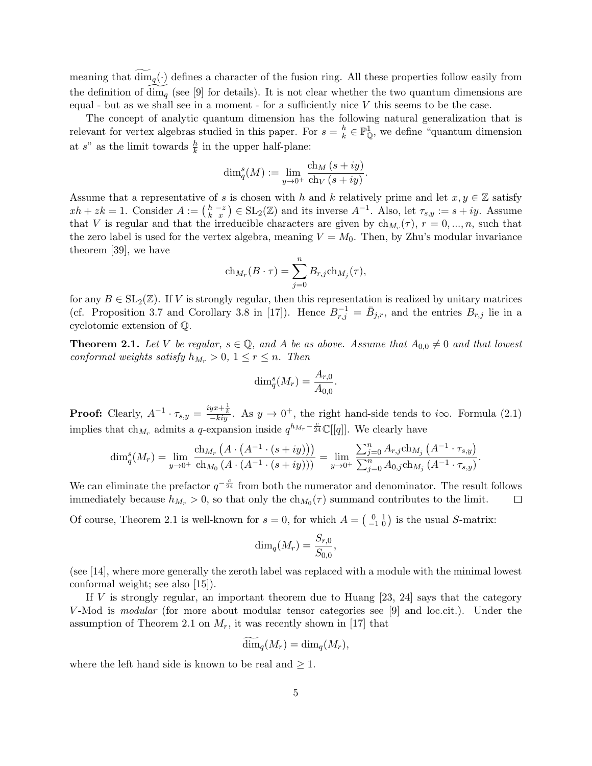meaning that $\widetilde{\dim}_q(\cdot)$ defines a character of the fusion ring. All these properties follow easily from the definition of $\widetilde{\dim}_q$ (see [9] for details). It is not clear whether the two quantum dimensions are equal - but as we shall see in a moment - for a sufficiently nice $V$ this seems to be the case.

The concept of analytic quantum dimension has the following natural generalization that is relevant for vertex algebras studied in this paper. For $s = \frac{h}{k} \in \mathbb{P}^1_{\mathbb{Q}}$, we define "quantum dimension at $s$" as the limit towards $\frac{h}{k}$ in the upper half-plane:

$$\dim_q^s(M) := \lim_{y \to 0^+} \frac{\mathrm{ch}_M\,(s+iy)}{\mathrm{ch}_V\,(s+iy)}.$$

Assume that a representative of $s$ is chosen with $h$ and $k$ relatively prime and let $x, y \in \mathbb{Z}$ satisfy $xh + zk = 1$. Consider $A := \left(\begin{smallmatrix} h & -z \\ k & x \end{smallmatrix}\right) \in \mathrm{SL}_2(\mathbb{Z})$ and its inverse $A^{-1}$. Also, let $\tau_{s,y} := s + iy$. Assume that $V$ is regular and that the irreducible characters are given by $\mathrm{ch}_{M_r}(\tau)$, $r = 0, ..., n$, such that the zero label is used for the vertex algebra, meaning $V = M_0$. Then, by Zhu's modular invariance theorem [39], we have

$$\mathrm{ch}_{M_r}(B \cdot \tau) = \sum_{j=0}^{n} B_{r,j} \mathrm{ch}_{M_j}(\tau),$$

for any $B \in \mathrm{SL}_2(\mathbb{Z})$. If $V$ is strongly regular, then this representation is realized by unitary matrices (cf. Proposition 3.7 and Corollary 3.8 in [17]). Hence $B^{-1}_{r,j} = \bar{B}_{j,r}$, and the entries $B_{r,j}$ lie in a cyclotomic extension of $\mathbb{Q}$.

**Theorem 2.1.** *Let $V$ be regular, $s \in \mathbb{Q}$, and $A$ be as above. Assume that $A_{0,0} \neq 0$ and that lowest conformal weights satisfy $h_{M_r} > 0$, $1 \leq r \leq n$. Then*

$$\dim_q^s(M_r) = \frac{A_{r,0}}{A_{0,0}}.$$

**Proof:** Clearly, $A^{-1} \cdot \tau_{s,y} = \frac{iyx + \frac{1}{k}}{-kiy}$. As $y \to 0^+$, the right hand-side tends to $i\infty$. Formula (2.1) implies that $\mathrm{ch}_{M_r}$ admits a $q$-expansion inside $q^{h_{M_r} - \frac{c}{24}}\mathbb{C}[[q]]$. We clearly have

$$\dim_q^s(M_r) = \lim_{y \to 0^+} \frac{\mathrm{ch}_{M_r}\left(A \cdot \left(A^{-1} \cdot (s+iy)\right)\right)}{\mathrm{ch}_{M_0}\left(A \cdot (A^{-1} \cdot (s+iy))\right)} = \lim_{y \to 0^+} \frac{\sum_{j=0}^{n} A_{r,j} \mathrm{ch}_{M_j}\left(A^{-1} \cdot \tau_{s,y}\right)}{\sum_{j=0}^{n} A_{0,j} \mathrm{ch}_{M_j}\left(A^{-1} \cdot \tau_{s,y}\right)}.$$

We can eliminate the prefactor $q^{-\frac{c}{24}}$ from both the numerator and denominator. The result follows immediately because $h_{M_r} > 0$, so that only the $\mathrm{ch}_{M_0}(\tau)$ summand contributes to the limit. $\square$

Of course, Theorem 2.1 is well-known for $s = 0$, for which $A = \left(\begin{smallmatrix} 0 & 1 \\ -1 & 0 \end{smallmatrix}\right)$ is the usual $S$-matrix:

$$\dim_q(M_r) = \frac{S_{r,0}}{S_{0,0}},$$

(see [14], where more generally the zeroth label was replaced with a module with the minimal lowest conformal weight; see also [15]).

If $V$ is strongly regular, an important theorem due to Huang [23, 24] says that the category $V$-Mod is *modular* (for more about modular tensor categories see [9] and loc.cit.). Under the assumption of Theorem 2.1 on $M_r$, it was recently shown in [17] that

$$\widetilde{\dim}_q(M_r) = \dim_q(M_r),$$

where the left hand side is known to be real and $\geq 1$.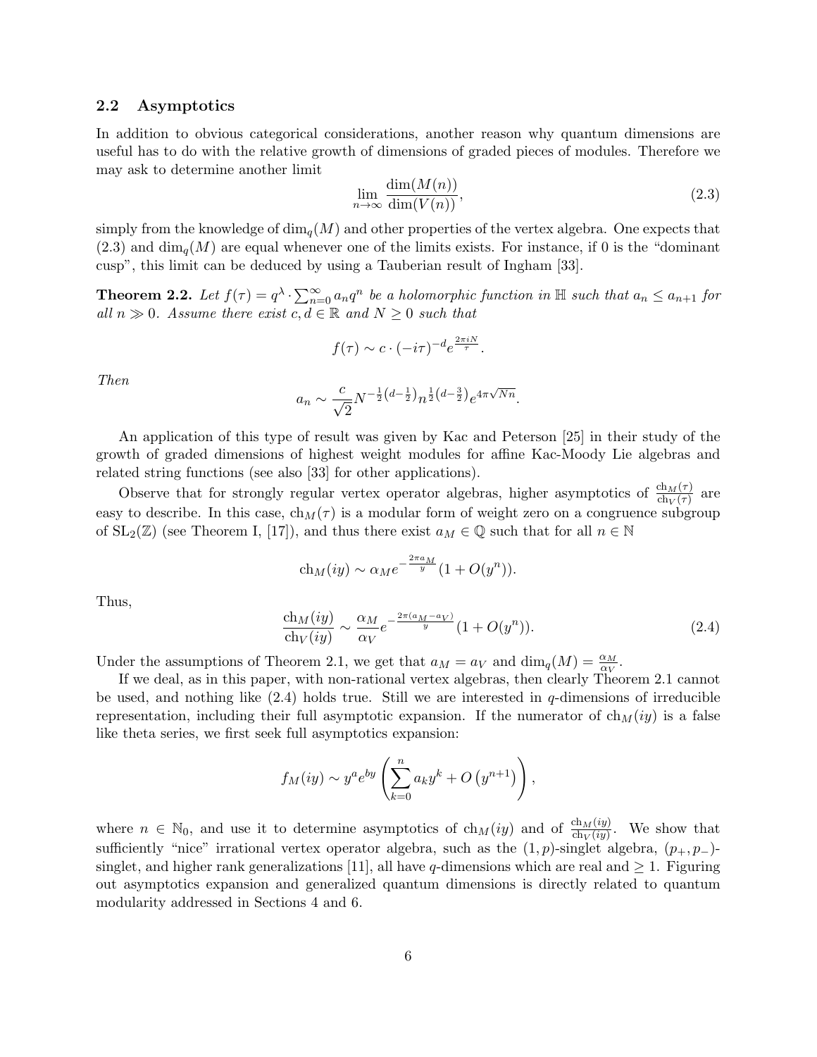### 2.2 Asymptotics

In addition to obvious categorical considerations, another reason why quantum dimensions are useful has to do with the relative growth of dimensions of graded pieces of modules. Therefore we may ask to determine another limit

$$\lim_{n\to\infty} \frac{\dim(M(n))}{\dim(V(n))}, \tag{2.3}$$

simply from the knowledge of $\dim_q(M)$ and other properties of the vertex algebra. One expects that (2.3) and $\dim_q(M)$ are equal whenever one of the limits exists. For instance, if 0 is the "dominant cusp", this limit can be deduced by using a Tauberian result of Ingham [33].

**Theorem 2.2.** *Let $f(\tau) = q^{\lambda} \cdot \sum_{n=0}^{\infty} a_n q^n$ be a holomorphic function in $\mathbb{H}$ such that $a_n \leq a_{n+1}$ for all $n \gg 0$. Assume there exist $c, d \in \mathbb{R}$ and $N \geq 0$ such that*

$$f(\tau) \sim c \cdot (-i\tau)^{-d} e^{\frac{2\pi i N}{\tau}}.$$

*Then*

$$a_n \sim \frac{c}{\sqrt{2}} N^{-\frac{1}{2}\left(d-\frac{1}{2}\right)} n^{\frac{1}{2}\left(d-\frac{3}{2}\right)} e^{4\pi\sqrt{Nn}}.$$

An application of this type of result was given by Kac and Peterson [25] in their study of the growth of graded dimensions of highest weight modules for affine Kac-Moody Lie algebras and related string functions (see also [33] for other applications).

Observe that for strongly regular vertex operator algebras, higher asymptotics of $\frac{\mathrm{ch}_M(\tau)}{\mathrm{ch}_V(\tau)}$ are easy to describe. In this case, $\mathrm{ch}_M(\tau)$ is a modular form of weight zero on a congruence subgroup of $\mathrm{SL}_2(\mathbb{Z})$ (see Theorem I, [17]), and thus there exist $a_M \in \mathbb{Q}$ such that for all $n \in \mathbb{N}$

$$\mathrm{ch}_M(iy) \sim \alpha_M e^{-\frac{2\pi a_M}{y}} (1 + O(y^n)).$$

Thus,

$$\frac{\mathrm{ch}_M(iy)}{\mathrm{ch}_V(iy)} \sim \frac{\alpha_M}{\alpha_V} e^{-\frac{2\pi(a_M - a_V)}{y}} (1 + O(y^n)). \tag{2.4}$$

Under the assumptions of Theorem 2.1, we get that $a_M = a_V$ and $\dim_q(M) = \frac{\alpha_M}{\alpha_V}$.

If we deal, as in this paper, with non-rational vertex algebras, then clearly Theorem 2.1 cannot be used, and nothing like (2.4) holds true. Still we are interested in $q$-dimensions of irreducible representation, including their full asymptotic expansion. If the numerator of $\mathrm{ch}_M(iy)$ is a false like theta series, we first seek full asymptotics expansion:

$$f_M(iy) \sim y^a e^{by} \left( \sum_{k=0}^{n} a_k y^k + O\left(y^{n+1}\right) \right),$$

where $n \in \mathbb{N}_0$, and use it to determine asymptotics of $\mathrm{ch}_M(iy)$ and of $\frac{\mathrm{ch}_M(iy)}{\mathrm{ch}_V(iy)}$. We show that sufficiently "nice" irrational vertex operator algebra, such as the $(1,p)$-singlet algebra, $(p_+, p_-)$-singlet, and higher rank generalizations [11], all have $q$-dimensions which are real and $\geq 1$. Figuring out asymptotics expansion and generalized quantum dimensions is directly related to quantum modularity addressed in Sections 4 and 6.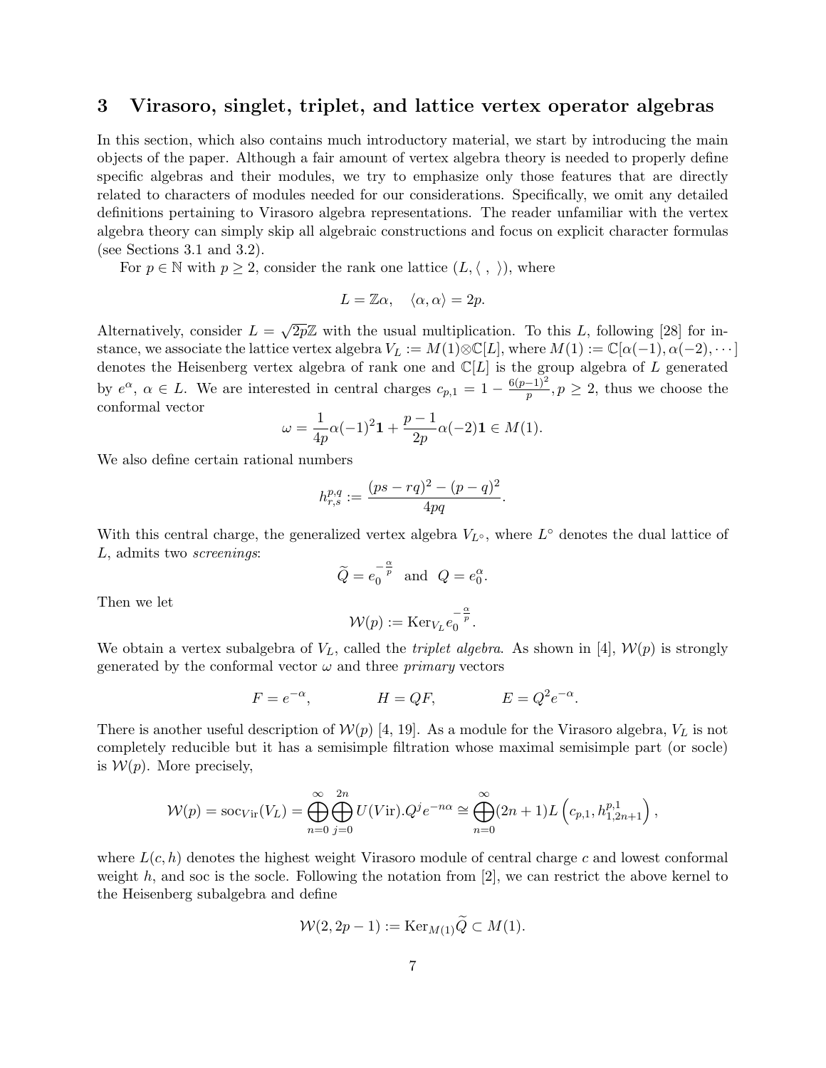## 3 Virasoro, singlet, triplet, and lattice vertex operator algebras

In this section, which also contains much introductory material, we start by introducing the main objects of the paper. Although a fair amount of vertex algebra theory is needed to properly define specific algebras and their modules, we try to emphasize only those features that are directly related to characters of modules needed for our considerations. Specifically, we omit any detailed definitions pertaining to Virasoro algebra representations. The reader unfamiliar with the vertex algebra theory can simply skip all algebraic constructions and focus on explicit character formulas (see Sections 3.1 and 3.2).

For $p \in \mathbb{N}$ with $p \geq 2$, consider the rank one lattice $(L, \langle\ ,\ \rangle)$, where

$$L = \mathbb{Z}\alpha, \quad \langle \alpha, \alpha \rangle = 2p.$$

Alternatively, consider $L = \sqrt{2p}\mathbb{Z}$ with the usual multiplication. To this $L$, following [28] for instance, we associate the lattice vertex algebra $V_L := M(1) \otimes \mathbb{C}[L]$, where $M(1) := \mathbb{C}[\alpha(-1), \alpha(-2), \cdots]$ denotes the Heisenberg vertex algebra of rank one and $\mathbb{C}[L]$ is the group algebra of $L$ generated by $e^{\alpha}$, $\alpha \in L$. We are interested in central charges $c_{p,1} = 1 - \frac{6(p-1)^2}{p}, p \geq 2$, thus we choose the conformal vector

$$\omega = \frac{1}{4p}\alpha(-1)^2\mathbf{1} + \frac{p-1}{2p}\alpha(-2)\mathbf{1} \in M(1).$$

We also define certain rational numbers

$$h_{r,s}^{p,q} := \frac{(ps - rq)^2 - (p-q)^2}{4pq}.$$

With this central charge, the generalized vertex algebra $V_{L^\circ}$, where $L^\circ$ denotes the dual lattice of $L$, admits two *screenings*:

$$\widetilde{Q} = e_0^{-\frac{\alpha}{p}} \text{ and } Q = e_0^{\alpha}.$$

Then we let

$$\mathcal{W}(p) := \mathrm{Ker}_{V_L} e_0^{-\frac{\alpha}{p}}.$$

We obtain a vertex subalgebra of $V_L$, called the *triplet algebra*. As shown in [4], $\mathcal{W}(p)$ is strongly generated by the conformal vector $\omega$ and three *primary* vectors

$$F = e^{-\alpha}, \qquad H = QF, \qquad E = Q^2 e^{-\alpha}.$$

There is another useful description of $\mathcal{W}(p)$ [4, 19]. As a module for the Virasoro algebra, $V_L$ is not completely reducible but it has a semisimple filtration whose maximal semisimple part (or socle) is $\mathcal{W}(p)$. More precisely,

$$\mathcal{W}(p) = \mathrm{soc}_{Vir}(V_L) = \bigoplus_{n=0}^{\infty} \bigoplus_{j=0}^{2n} U(Vir).Q^j e^{-n\alpha} \cong \bigoplus_{n=0}^{\infty} (2n+1) L\left(c_{p,1}, h_{1,2n+1}^{p,1}\right),$$

where $L(c, h)$ denotes the highest weight Virasoro module of central charge $c$ and lowest conformal weight $h$, and soc is the socle. Following the notation from [2], we can restrict the above kernel to the Heisenberg subalgebra and define

$$\mathcal{W}(2, 2p-1) := \mathrm{Ker}_{M(1)} \widetilde{Q} \subset M(1).$$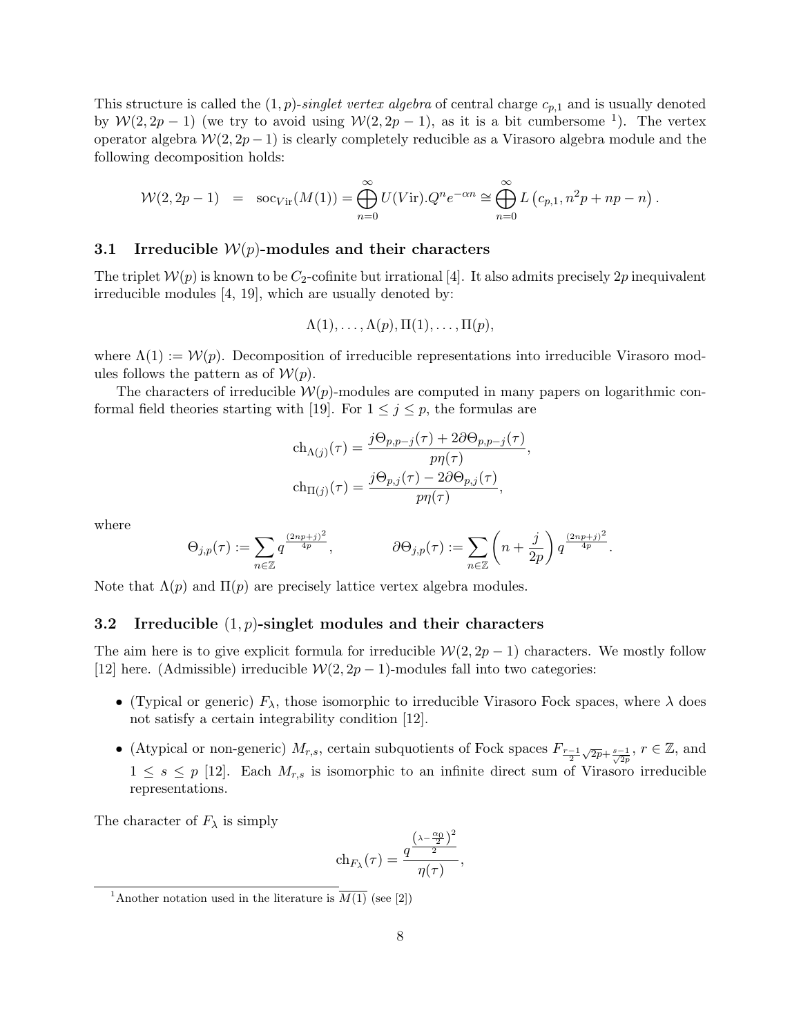This structure is called the $(1,p)$-*singlet vertex algebra* of central charge $c_{p,1}$ and is usually denoted by $\mathcal{W}(2,2p-1)$ (we try to avoid using $\mathcal{W}(2,2p-1)$, as it is a bit cumbersome [1]). The vertex operator algebra $\mathcal{W}(2,2p-1)$ is clearly completely reducible as a Virasoro algebra module and the following decomposition holds:

$$\mathcal{W}(2,2p-1) \quad = \quad \mathrm{soc}_{Vir}(M(1)) = \bigoplus_{n=0}^{\infty} U(Vir).Q^n e^{-\alpha n} \cong \bigoplus_{n=0}^{\infty} L\left(c_{p,1}, n^2p + np - n\right).$$

### 3.1 Irreducible $\mathcal{W}(p)$-modules and their characters

The triplet $\mathcal{W}(p)$ is known to be $C_2$-cofinite but irrational [4]. It also admits precisely $2p$ inequivalent irreducible modules [4, 19], which are usually denoted by:

$$\Lambda(1), \ldots, \Lambda(p), \Pi(1), \ldots, \Pi(p),$$

where $\Lambda(1) := \mathcal{W}(p)$. Decomposition of irreducible representations into irreducible Virasoro modules follows the pattern as of $\mathcal{W}(p)$.

The characters of irreducible $\mathcal{W}(p)$-modules are computed in many papers on logarithmic conformal field theories starting with [19]. For $1 \leq j \leq p$, the formulas are

$$\mathrm{ch}_{\Lambda(j)}(\tau) = \frac{j\Theta_{p,p-j}(\tau) + 2\partial\Theta_{p,p-j}(\tau)}{p\eta(\tau)},$$
$$\mathrm{ch}_{\Pi(j)}(\tau) = \frac{j\Theta_{p,j}(\tau) - 2\partial\Theta_{p,j}(\tau)}{p\eta(\tau)},$$

where

$$\Theta_{j,p}(\tau) := \sum_{n\in\mathbb{Z}} q^{\frac{(2np+j)^2}{4p}}, \qquad \partial\Theta_{j,p}(\tau) := \sum_{n\in\mathbb{Z}} \left(n + \frac{j}{2p}\right) q^{\frac{(2np+j)^2}{4p}}.$$

Note that $\Lambda(p)$ and $\Pi(p)$ are precisely lattice vertex algebra modules.

### 3.2 Irreducible $(1,p)$-singlet modules and their characters

The aim here is to give explicit formula for irreducible $\mathcal{W}(2,2p-1)$ characters. We mostly follow [12] here. (Admissible) irreducible $\mathcal{W}(2,2p-1)$-modules fall into two categories:

- (Typical or generic) $F_\lambda$, those isomorphic to irreducible Virasoro Fock spaces, where $\lambda$ does not satisfy a certain integrability condition [12].
- (Atypical or non-generic) $M_{r,s}$, certain subquotients of Fock spaces $F_{\frac{r-1}{2}\sqrt{2p}+\frac{s-1}{\sqrt{2p}}}$, $r \in \mathbb{Z}$, and $1 \leq s \leq p$ [12]. Each $M_{r,s}$ is isomorphic to an infinite direct sum of Virasoro irreducible representations.

The character of $F_\lambda$ is simply

$$\mathrm{ch}_{F_\lambda}(\tau) = \frac{q^{\frac{\left(\lambda - \frac{\alpha_0}{2}\right)^2}{2}}}{\eta(\tau)},$$

[1] Another notation used in the literature is $\overline{M(1)}$ (see [2])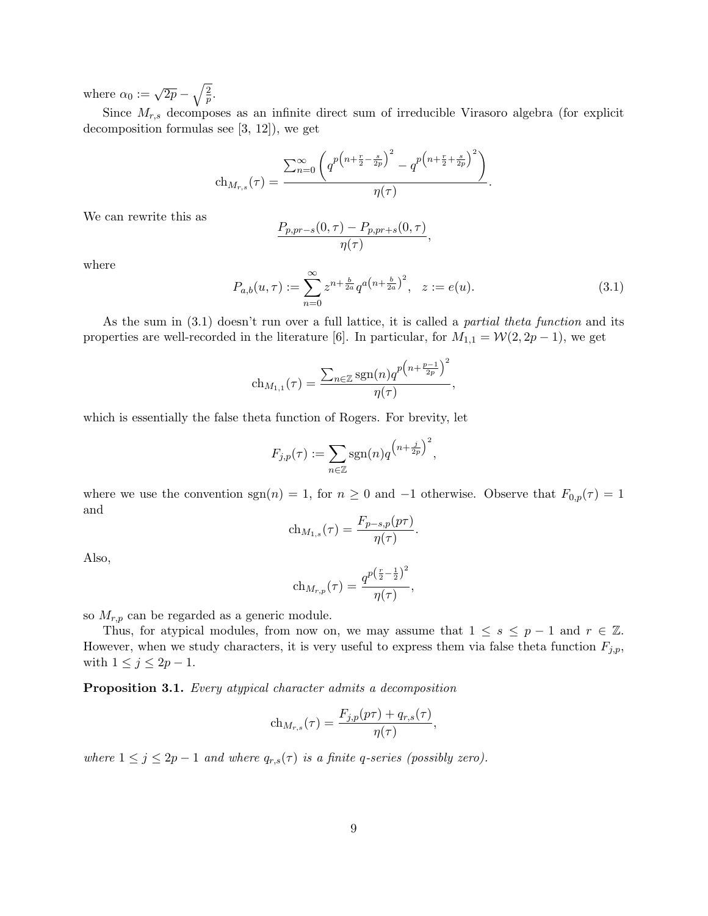where $\alpha_0 := \sqrt{2p} - \sqrt{\frac{2}{p}}$.

Since $M_{r,s}$ decomposes as an infinite direct sum of irreducible Virasoro algebra (for explicit decomposition formulas see [3, 12]), we get

$$\mathrm{ch}_{M_{r,s}}(\tau) = \frac{\sum_{n=0}^{\infty} \left( q^{p\left(n+\frac{r}{2}-\frac{s}{2p}\right)^2} - q^{p\left(n+\frac{r}{2}+\frac{s}{2p}\right)^2} \right)}{\eta(\tau)}.$$

We can rewrite this as

$$\frac{P_{p,pr-s}(0,\tau) - P_{p,pr+s}(0,\tau)}{\eta(\tau)},$$

where

$$P_{a,b}(u,\tau) := \sum_{n=0}^{\infty} z^{n+\frac{b}{2a}} q^{a\left(n+\frac{b}{2a}\right)^2}, \quad z := e(u). \tag{3.1}$$

As the sum in (3.1) doesn't run over a full lattice, it is called a *partial theta function* and its properties are well-recorded in the literature [6]. In particular, for $M_{1,1} = \mathcal{W}(2, 2p-1)$, we get

$$\mathrm{ch}_{M_{1,1}}(\tau) = \frac{\sum_{n\in\mathbb{Z}} \mathrm{sgn}(n) q^{p\left(n+\frac{p-1}{2p}\right)^2}}{\eta(\tau)},$$

which is essentially the false theta function of Rogers. For brevity, let

$$F_{j,p}(\tau) := \sum_{n\in\mathbb{Z}} \mathrm{sgn}(n) q^{\left(n+\frac{j}{2p}\right)^2},$$

where we use the convention $\mathrm{sgn}(n) = 1$, for $n \geq 0$ and $-1$ otherwise. Observe that $F_{0,p}(\tau) = 1$ and

$$\mathrm{ch}_{M_{1,s}}(\tau) = \frac{F_{p-s,p}(p\tau)}{\eta(\tau)}.$$

Also,

$$\mathrm{ch}_{M_{r,p}}(\tau) = \frac{q^{p\left(\frac{r}{2}-\frac{1}{2}\right)^2}}{\eta(\tau)},$$

so $M_{r,p}$ can be regarded as a generic module.

Thus, for atypical modules, from now on, we may assume that $1 \leq s \leq p-1$ and $r \in \mathbb{Z}$. However, when we study characters, it is very useful to express them via false theta function $F_{j,p}$, with $1 \leq j \leq 2p-1$.

**Proposition 3.1.** *Every atypical character admits a decomposition*

$$\mathrm{ch}_{M_{r,s}}(\tau) = \frac{F_{j,p}(p\tau) + q_{r,s}(\tau)}{\eta(\tau)},$$

*where $1 \leq j \leq 2p-1$ and where $q_{r,s}(\tau)$ is a finite $q$-series (possibly zero).*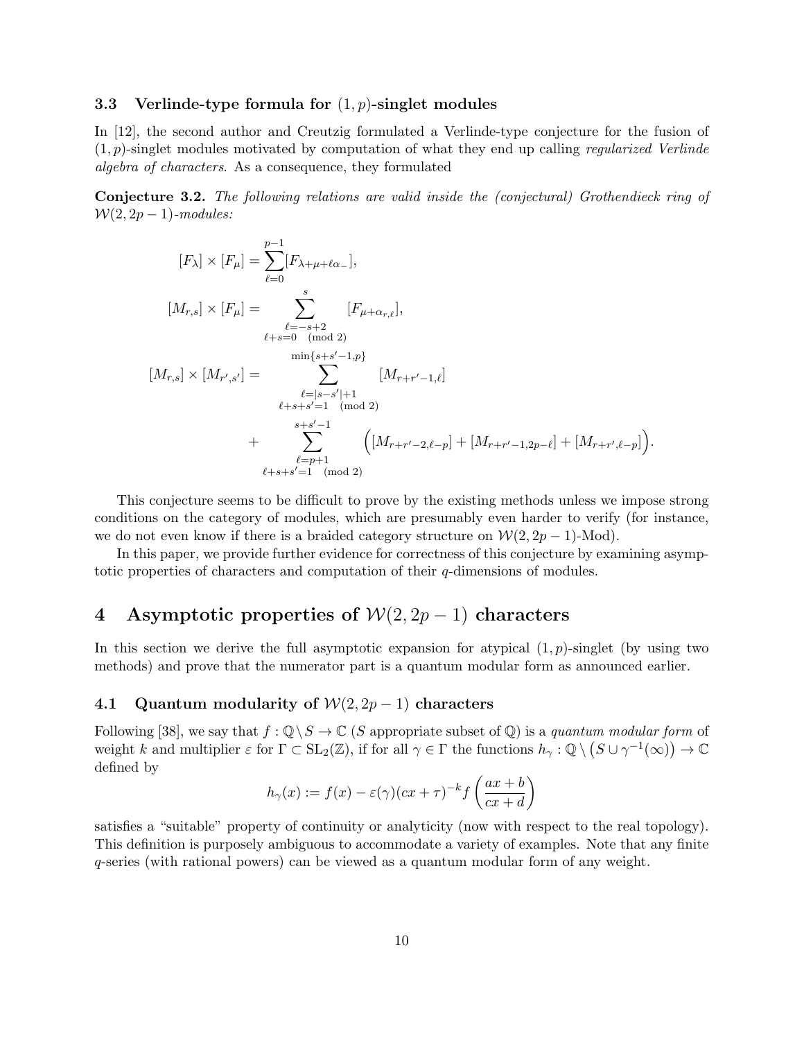### 3.3 Verlinde-type formula for $(1,p)$-singlet modules

In [12], the second author and Creutzig formulated a Verlinde-type conjecture for the fusion of $(1,p)$-singlet modules motivated by computation of what they end up calling *regularized Verlinde algebra of characters*. As a consequence, they formulated

**Conjecture 3.2.** *The following relations are valid inside the (conjectural) Grothendieck ring of $\mathcal{W}(2,2p-1)$-modules:*

$$
\begin{aligned}
[F_\lambda]\times[F_\mu] &= \sum_{\ell=0}^{p-1}[F_{\lambda+\mu+\ell\alpha_-}],\\
[M_{r,s}]\times[F_\mu] &= \sum_{\substack{\ell=-s+2\\ \ell+s=0 \pmod 2}}^{s}[F_{\mu+\alpha_{r,\ell}}],\\
[M_{r,s}]\times[M_{r',s'}] &= \sum_{\substack{\ell=|s-s'|+1\\ \ell+s+s'=1 \pmod 2}}^{\min\{s+s'-1,p\}}[M_{r+r'-1,\ell}]\\
&\quad+\sum_{\substack{\ell=p+1\\ \ell+s+s'=1 \pmod 2}}^{s+s'-1}\Big([M_{r+r'-2,\ell-p}]+[M_{r+r'-1,2p-\ell}]+[M_{r+r',\ell-p}]\Big).
\end{aligned}
$$

This conjecture seems to be difficult to prove by the existing methods unless we impose strong conditions on the category of modules, which are presumably even harder to verify (for instance, we do not even know if there is a braided category structure on $\mathcal{W}(2,2p-1)$-Mod).

In this paper, we provide further evidence for correctness of this conjecture by examining asymptotic properties of characters and computation of their $q$-dimensions of modules.

## 4 Asymptotic properties of $\mathcal{W}(2,2p-1)$ characters

In this section we derive the full asymptotic expansion for atypical $(1,p)$-singlet (by using two methods) and prove that the numerator part is a quantum modular form as announced earlier.

### 4.1 Quantum modularity of $\mathcal{W}(2,2p-1)$ characters

Following [38], we say that $f:\mathbb{Q}\setminus S\to\mathbb{C}$ ($S$ appropriate subset of $\mathbb{Q}$) is a *quantum modular form* of weight $k$ and multiplier $\varepsilon$ for $\Gamma\subset \mathrm{SL}_2(\mathbb{Z})$, if for all $\gamma\in\Gamma$ the functions $h_\gamma:\mathbb{Q}\setminus\left(S\cup\gamma^{-1}(\infty)\right)\to\mathbb{C}$ defined by

$$
h_\gamma(x):=f(x)-\varepsilon(\gamma)(cx+\tau)^{-k}f\left(\frac{ax+b}{cx+d}\right)
$$

satisfies a "suitable" property of continuity or analyticity (now with respect to the real topology). This definition is purposely ambiguous to accommodate a variety of examples. Note that any finite $q$-series (with rational powers) can be viewed as a quantum modular form of any weight.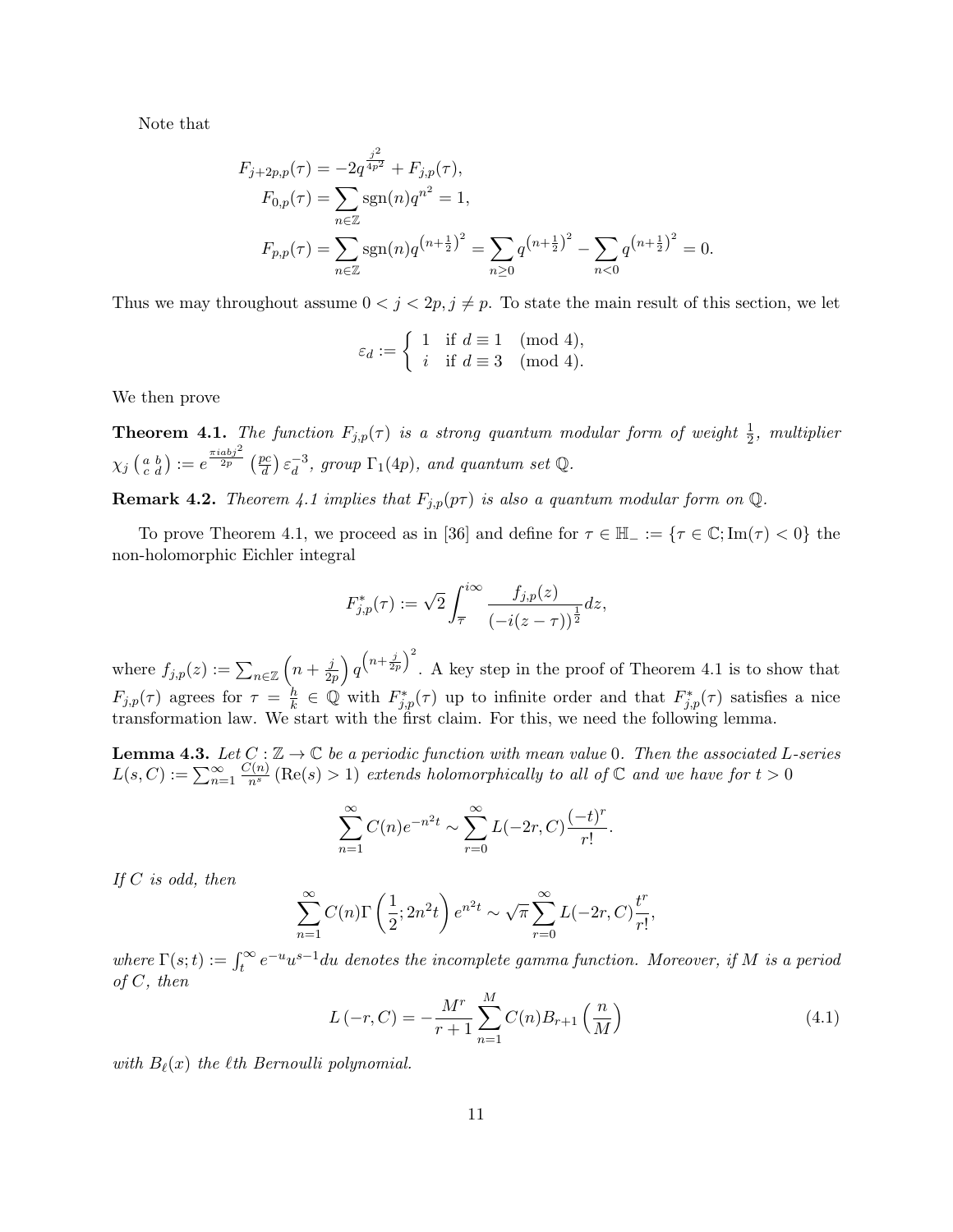Note that

$$
\begin{aligned}
F_{j+2p,p}(\tau) &= -2q^{\frac{j^2}{4p^2}} + F_{j,p}(\tau), \\
F_{0,p}(\tau) &= \sum_{n\in\mathbb{Z}} \operatorname{sgn}(n) q^{n^2} = 1, \\
F_{p,p}(\tau) &= \sum_{n\in\mathbb{Z}} \operatorname{sgn}(n) q^{\left(n+\frac{1}{2}\right)^2} = \sum_{n\geq 0} q^{\left(n+\frac{1}{2}\right)^2} - \sum_{n<0} q^{\left(n+\frac{1}{2}\right)^2} = 0.
\end{aligned}
$$

Thus we may throughout assume $0 < j < 2p, j \neq p$. To state the main result of this section, we let

$$
\varepsilon_d := \begin{cases} 1 & \text{if } d \equiv 1 \pmod 4, \\ i & \text{if } d \equiv 3 \pmod 4. \end{cases}
$$

We then prove

**Theorem 4.1.** *The function $F_{j,p}(\tau)$ is a strong quantum modular form of weight $\frac{1}{2}$, multiplier $\chi_j \left(\begin{smallmatrix} a & b \\ c & d \end{smallmatrix}\right) := e^{\frac{\pi i a b j^2}{2p}} \left(\frac{pc}{d}\right) \varepsilon_d^{-3}$, group $\Gamma_1(4p)$, and quantum set $\mathbb{Q}$.*

**Remark 4.2.** *Theorem 4.1 implies that $F_{j,p}(p\tau)$ is also a quantum modular form on $\mathbb{Q}$.*

To prove Theorem 4.1, we proceed as in [36] and define for $\tau \in \mathbb{H}_- := \{\tau \in \mathbb{C}; \operatorname{Im}(\tau) < 0\}$ the non-holomorphic Eichler integral

$$
F_{j,p}^*(\tau) := \sqrt{2} \int_{\overline{\tau}}^{i\infty} \frac{f_{j,p}(z)}{(-i(z-\tau))^{\frac{1}{2}}} dz,
$$

where $f_{j,p}(z) := \sum_{n\in\mathbb{Z}} \left(n + \frac{j}{2p}\right) q^{\left(n+\frac{j}{2p}\right)^2}$. A key step in the proof of Theorem 4.1 is to show that $F_{j,p}(\tau)$ agrees for $\tau = \frac{h}{k} \in \mathbb{Q}$ with $F_{j,p}^*(\tau)$ up to infinite order and that $F_{j,p}^*(\tau)$ satisfies a nice transformation law. We start with the first claim. For this, we need the following lemma.

**Lemma 4.3.** *Let $C : \mathbb{Z} \to \mathbb{C}$ be a periodic function with mean value $0$. Then the associated $L$-series $L(s,C) := \sum_{n=1}^{\infty} \frac{C(n)}{n^s}$ $(\operatorname{Re}(s) > 1)$ extends holomorphically to all of $\mathbb{C}$ and we have for $t > 0$*

$$
\sum_{n=1}^{\infty} C(n) e^{-n^2 t} \sim \sum_{r=0}^{\infty} L(-2r, C) \frac{(-t)^r}{r!}.
$$

*If $C$ is odd, then*

$$
\sum_{n=1}^{\infty} C(n) \Gamma\left(\frac{1}{2}; 2n^2 t\right) e^{n^2 t} \sim \sqrt{\pi} \sum_{r=0}^{\infty} L(-2r, C) \frac{t^r}{r!},
$$

*where $\Gamma(s;t) := \int_t^{\infty} e^{-u} u^{s-1} du$ denotes the incomplete gamma function. Moreover, if $M$ is a period of $C$, then*

$$
L\left(-r, C\right) = -\frac{M^r}{r+1} \sum_{n=1}^{M} C(n) B_{r+1}\left(\frac{n}{M}\right) \tag{4.1}
$$

*with $B_\ell(x)$ the $\ell$th Bernoulli polynomial.*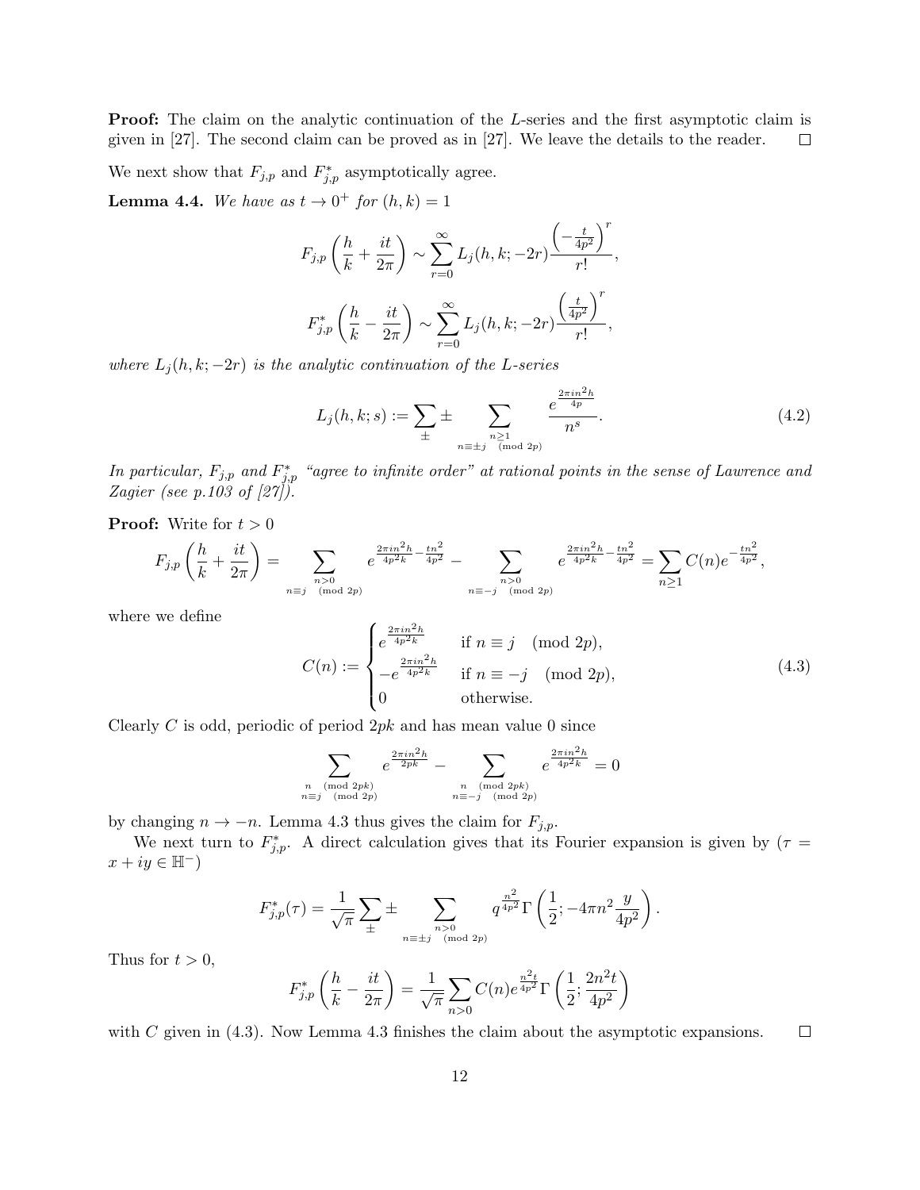**Proof:** The claim on the analytic continuation of the $L$-series and the first asymptotic claim is given in [27]. The second claim can be proved as in [27]. We leave the details to the reader. $\square$

We next show that $F_{j,p}$ and $F^*_{j,p}$ asymptotically agree.

**Lemma 4.4.** *We have as $t \to 0^+$ for $(h,k) = 1$*

$$F_{j,p}\left(\frac{h}{k} + \frac{it}{2\pi}\right) \sim \sum_{r=0}^{\infty} L_j(h,k;-2r) \frac{\left(-\frac{t}{4p^2}\right)^r}{r!},$$

$$F^*_{j,p}\left(\frac{h}{k} - \frac{it}{2\pi}\right) \sim \sum_{r=0}^{\infty} L_j(h,k;-2r) \frac{\left(\frac{t}{4p^2}\right)^r}{r!},$$

*where $L_j(h,k;-2r)$ is the analytic continuation of the $L$-series*

$$L_j(h,k;s) := \sum_{\pm} \pm \sum_{\substack{n \geq 1 \\ n \equiv \pm j \pmod{2p}}} \frac{e^{\frac{2\pi i n^2 h}{4p}}}{n^s}. \tag{4.2}$$

*In particular, $F_{j,p}$ and $F^*_{j,p}$ "agree to infinite order" at rational points in the sense of Lawrence and Zagier (see p.103 of [27]).*

**Proof:** Write for $t > 0$

$$F_{j,p}\left(\frac{h}{k} + \frac{it}{2\pi}\right) = \sum_{\substack{n>0 \\ n \equiv j \pmod{2p}}} e^{\frac{2\pi i n^2 h}{4p^2 k} - \frac{tn^2}{4p^2}} - \sum_{\substack{n>0 \\ n \equiv -j \pmod{2p}}} e^{\frac{2\pi i n^2 h}{4p^2 k} - \frac{tn^2}{4p^2}} = \sum_{n \geq 1} C(n) e^{-\frac{tn^2}{4p^2}},$$

where we define

$$C(n) := \begin{cases} e^{\frac{2\pi i n^2 h}{4p^2 k}} & \text{if } n \equiv j \pmod{2p}, \\ -e^{\frac{2\pi i n^2 h}{4p^2 k}} & \text{if } n \equiv -j \pmod{2p}, \\ 0 & \text{otherwise.} \end{cases} \tag{4.3}$$

Clearly $C$ is odd, periodic of period $2pk$ and has mean value 0 since

$$\sum_{\substack{n \pmod{2pk} \\ n \equiv j \pmod{2p}}} e^{\frac{2\pi i n^2 h}{2pk}} - \sum_{\substack{n \pmod{2pk} \\ n \equiv -j \pmod{2p}}} e^{\frac{2\pi i n^2 h}{4p^2 k}} = 0$$

by changing $n \to -n$. Lemma 4.3 thus gives the claim for $F_{j,p}$.

We next turn to $F^*_{j,p}$. A direct calculation gives that its Fourier expansion is given by ($\tau = x + iy \in \mathbb{H}^-$)

$$F^*_{j,p}(\tau) = \frac{1}{\sqrt{\pi}} \sum_{\pm} \pm \sum_{\substack{n>0 \\ n \equiv \pm j \pmod{2p}}} q^{\frac{n^2}{4p^2}} \Gamma\left(\frac{1}{2}; -4\pi n^2 \frac{y}{4p^2}\right).$$

Thus for $t > 0$,

$$F^*_{j,p}\left(\frac{h}{k} - \frac{it}{2\pi}\right) = \frac{1}{\sqrt{\pi}} \sum_{n>0} C(n) e^{\frac{n^2 t}{4p^2}} \Gamma\left(\frac{1}{2}; \frac{2n^2 t}{4p^2}\right)$$

with $C$ given in (4.3). Now Lemma 4.3 finishes the claim about the asymptotic expansions. $\square$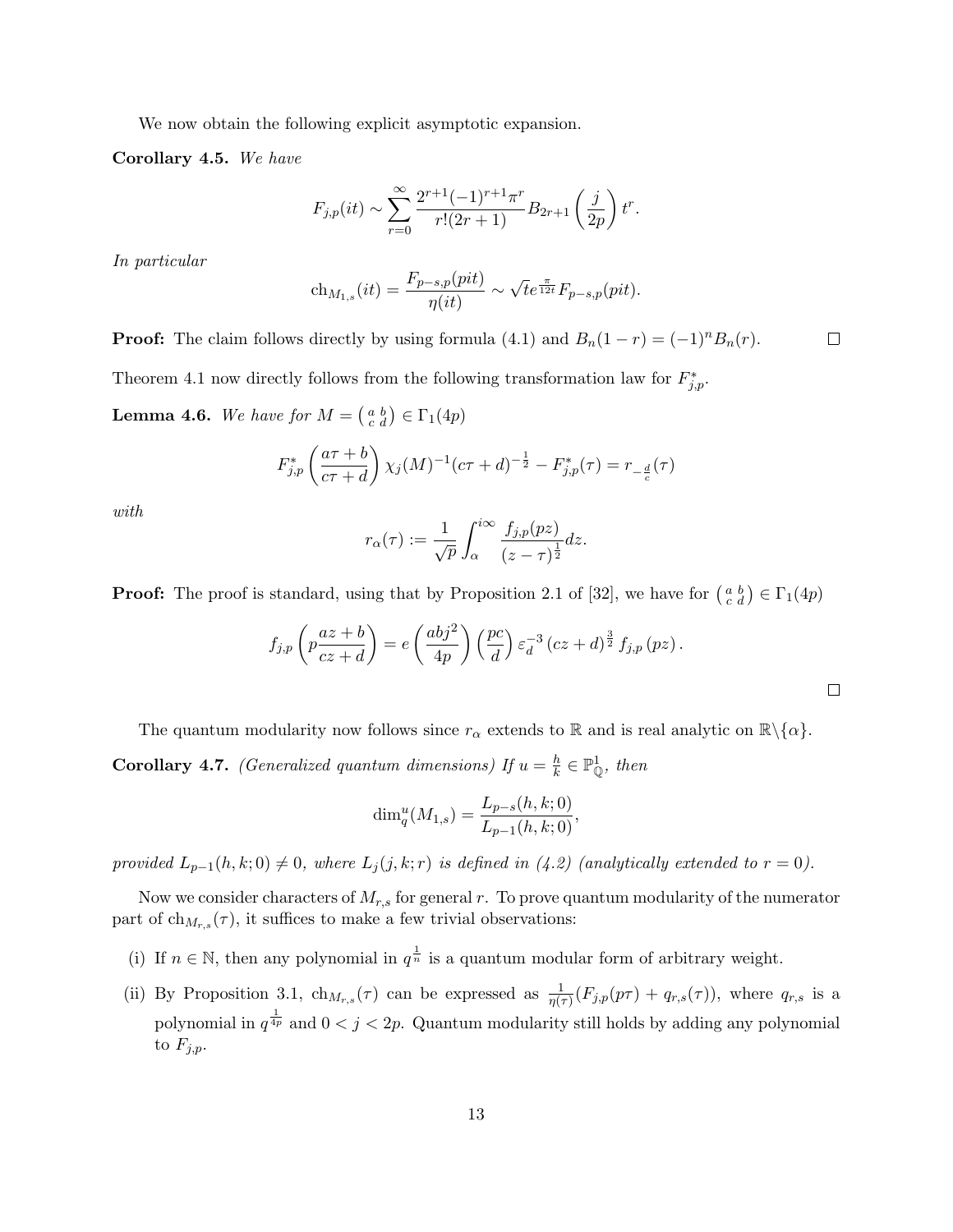We now obtain the following explicit asymptotic expansion.

**Corollary 4.5.** *We have*

$$F_{j,p}(it) \sim \sum_{r=0}^{\infty} \frac{2^{r+1}(-1)^{r+1}\pi^r}{r!(2r+1)} B_{2r+1}\left(\frac{j}{2p}\right) t^r.$$

*In particular*

$$\mathrm{ch}_{M_{1,s}}(it) = \frac{F_{p-s,p}(pit)}{\eta(it)} \sim \sqrt{t} e^{\frac{\pi}{12t}} F_{p-s,p}(pit).$$

**Proof:** The claim follows directly by using formula (4.1) and $B_n(1-r) = (-1)^n B_n(r)$. ☐

Theorem 4.1 now directly follows from the following transformation law for $F^*_{j,p}$.

**Lemma 4.6.** *We have for $M = \left(\begin{smallmatrix} a & b \\ c & d \end{smallmatrix}\right) \in \Gamma_1(4p)$*

$$F^*_{j,p}\left(\frac{a\tau+b}{c\tau+d}\right)\chi_j(M)^{-1}(c\tau+d)^{-\frac{1}{2}} - F^*_{j,p}(\tau) = r_{-\frac{d}{c}}(\tau)$$

*with*

$$r_\alpha(\tau) := \frac{1}{\sqrt{p}} \int_\alpha^{i\infty} \frac{f_{j,p}(pz)}{(z-\tau)^{\frac{1}{2}}} dz.$$

**Proof:** The proof is standard, using that by Proposition 2.1 of [32], we have for $\left(\begin{smallmatrix} a & b \\ c & d \end{smallmatrix}\right) \in \Gamma_1(4p)$

$$f_{j,p}\left(p\frac{az+b}{cz+d}\right) = e\left(\frac{abj^2}{4p}\right)\left(\frac{pc}{d}\right)\varepsilon_d^{-3}(cz+d)^{\frac{3}{2}} f_{j,p}(pz).$$

☐

The quantum modularity now follows since $r_\alpha$ extends to $\mathbb{R}$ and is real analytic on $\mathbb{R}\backslash\{\alpha\}$.

**Corollary 4.7.** *(Generalized quantum dimensions) If $u = \frac{h}{k} \in \mathbb{P}^1_{\mathbb{Q}}$, then*

$$\dim_q^u(M_{1,s}) = \frac{L_{p-s}(h,k;0)}{L_{p-1}(h,k;0)},$$

*provided $L_{p-1}(h,k;0) \neq 0$, where $L_j(j,k;r)$ is defined in (4.2) (analytically extended to $r=0$).*

Now we consider characters of $M_{r,s}$ for general $r$. To prove quantum modularity of the numerator part of $\mathrm{ch}_{M_{r,s}}(\tau)$, it suffices to make a few trivial observations:

(i) If $n \in \mathbb{N}$, then any polynomial in $q^{\frac{1}{n}}$ is a quantum modular form of arbitrary weight.

(ii) By Proposition 3.1, $\mathrm{ch}_{M_{r,s}}(\tau)$ can be expressed as $\frac{1}{\eta(\tau)}(F_{j,p}(p\tau) + q_{r,s}(\tau))$, where $q_{r,s}$ is a polynomial in $q^{\frac{1}{4p}}$ and $0 < j < 2p$. Quantum modularity still holds by adding any polynomial to $F_{j,p}$.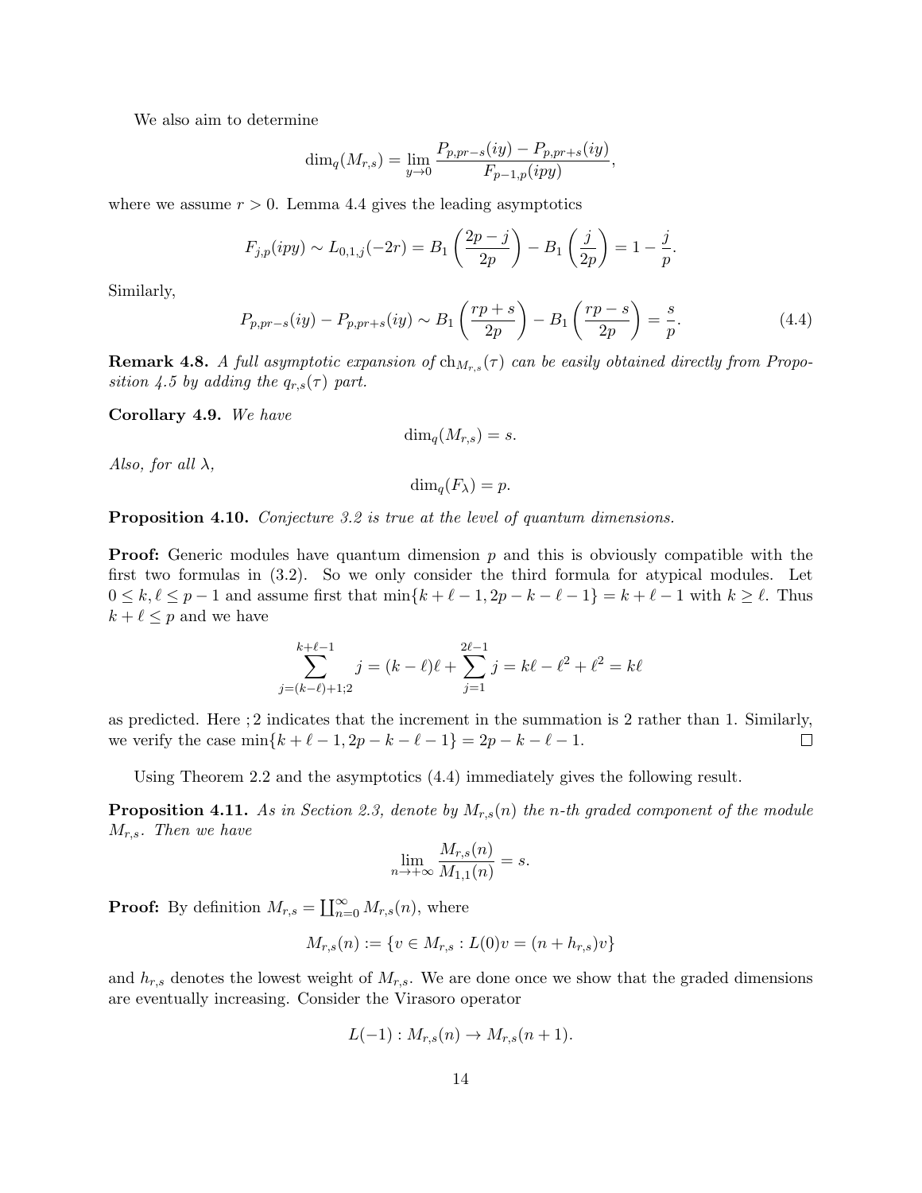We also aim to determine

$$\dim_q(M_{r,s}) = \lim_{y\to 0} \frac{P_{p,pr-s}(iy) - P_{p,pr+s}(iy)}{F_{p-1,p}(ipy)},$$

where we assume $r > 0$. Lemma 4.4 gives the leading asymptotics

$$F_{j,p}(ipy) \sim L_{0,1,j}(-2r) = B_1\left(\frac{2p-j}{2p}\right) - B_1\left(\frac{j}{2p}\right) = 1 - \frac{j}{p}.$$

Similarly,

$$P_{p,pr-s}(iy) - P_{p,pr+s}(iy) \sim B_1\left(\frac{rp+s}{2p}\right) - B_1\left(\frac{rp-s}{2p}\right) = \frac{s}{p}. \tag{4.4}$$

**Remark 4.8.** *A full asymptotic expansion of $\mathrm{ch}_{M_{r,s}}(\tau)$ can be easily obtained directly from Proposition 4.5 by adding the $q_{r,s}(\tau)$ part.*

**Corollary 4.9.** *We have*

$$\dim_q(M_{r,s}) = s.$$

*Also, for all $\lambda$,*

$$\dim_q(F_\lambda) = p.$$

**Proposition 4.10.** *Conjecture 3.2 is true at the level of quantum dimensions.*

**Proof:** Generic modules have quantum dimension $p$ and this is obviously compatible with the first two formulas in (3.2). So we only consider the third formula for atypical modules. Let $0 \le k, \ell \le p-1$ and assume first that $\min\{k+\ell-1, 2p-k-\ell-1\} = k+\ell-1$ with $k \ge \ell$. Thus $k+\ell \le p$ and we have

$$\sum_{j=(k-\ell)+1;2}^{k+\ell-1} j = (k-\ell)\ell + \sum_{j=1}^{2\ell-1} j = k\ell - \ell^2 + \ell^2 = k\ell$$

as predicted. Here ;2 indicates that the increment in the summation is 2 rather than 1. Similarly, we verify the case $\min\{k+\ell-1, 2p-k-\ell-1\} = 2p-k-\ell-1$. $\square$

Using Theorem 2.2 and the asymptotics (4.4) immediately gives the following result.

**Proposition 4.11.** *As in Section 2.3, denote by $M_{r,s}(n)$ the n-th graded component of the module $M_{r,s}$. Then we have*

$$\lim_{n\to+\infty} \frac{M_{r,s}(n)}{M_{1,1}(n)} = s.$$

**Proof:** By definition $M_{r,s} = \coprod_{n=0}^{\infty} M_{r,s}(n)$, where

$$M_{r,s}(n) := \{v \in M_{r,s} : L(0)v = (n + h_{r,s})v\}$$

and $h_{r,s}$ denotes the lowest weight of $M_{r,s}$. We are done once we show that the graded dimensions are eventually increasing. Consider the Virasoro operator

$$L(-1) : M_{r,s}(n) \to M_{r,s}(n+1).$$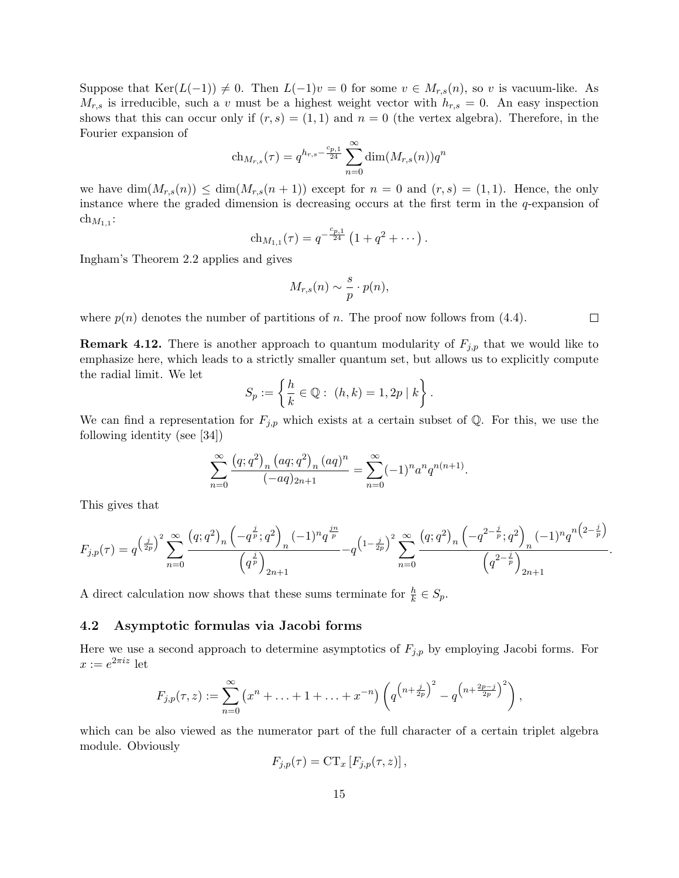Suppose that $\mathrm{Ker}(L(-1)) \neq 0$. Then $L(-1)v = 0$ for some $v \in M_{r,s}(n)$, so $v$ is vacuum-like. As $M_{r,s}$ is irreducible, such a $v$ must be a highest weight vector with $h_{r,s} = 0$. An easy inspection shows that this can occur only if $(r,s) = (1,1)$ and $n = 0$ (the vertex algebra). Therefore, in the Fourier expansion of

$$\mathrm{ch}_{M_{r,s}}(\tau) = q^{h_{r,s} - \frac{c_{p,1}}{24}} \sum_{n=0}^{\infty} \dim(M_{r,s}(n)) q^n$$

we have $\dim(M_{r,s}(n)) \leq \dim(M_{r,s}(n+1))$ except for $n = 0$ and $(r,s) = (1,1)$. Hence, the only instance where the graded dimension is decreasing occurs at the first term in the $q$-expansion of $\mathrm{ch}_{M_{1,1}}$:

$$\mathrm{ch}_{M_{1,1}}(\tau) = q^{-\frac{c_{p,1}}{24}} \left(1 + q^2 + \cdots\right).$$

Ingham's Theorem 2.2 applies and gives

$$M_{r,s}(n) \sim \frac{s}{p} \cdot p(n),$$

where $p(n)$ denotes the number of partitions of $n$. The proof now follows from (4.4). □

**Remark 4.12.** There is another approach to quantum modularity of $F_{j,p}$ that we would like to emphasize here, which leads to a strictly smaller quantum set, but allows us to explicitly compute the radial limit. We let

$$S_p := \left\{ \frac{h}{k} \in \mathbb{Q} : \ (h,k) = 1, 2p \mid k \right\}.$$

We can find a representation for $F_{j,p}$ which exists at a certain subset of $\mathbb{Q}$. For this, we use the following identity (see [34])

$$\sum_{n=0}^{\infty} \frac{\left(q;q^2\right)_n \left(aq;q^2\right)_n (aq)^n}{(-aq)_{2n+1}} = \sum_{n=0}^{\infty} (-1)^n a^n q^{n(n+1)}.$$

This gives that

$$F_{j,p}(\tau) = q^{\left(\frac{j}{2p}\right)^2} \sum_{n=0}^{\infty} \frac{\left(q;q^2\right)_n \left(-q^{\frac{j}{p}};q^2\right)_n (-1)^n q^{\frac{jn}{p}}}{\left(q^{\frac{j}{p}}\right)_{2n+1}} - q^{\left(1-\frac{j}{2p}\right)^2} \sum_{n=0}^{\infty} \frac{\left(q;q^2\right)_n \left(-q^{2-\frac{j}{p}};q^2\right)_n (-1)^n q^{n\left(2-\frac{j}{p}\right)}}{\left(q^{2-\frac{j}{p}}\right)_{2n+1}}.$$

A direct calculation now shows that these sums terminate for $\frac{h}{k} \in S_p$.

### 4.2 Asymptotic formulas via Jacobi forms

Here we use a second approach to determine asymptotics of $F_{j,p}$ by employing Jacobi forms. For $x := e^{2\pi i z}$ let

$$F_{j,p}(\tau,z) := \sum_{n=0}^{\infty} \left(x^n + \ldots + 1 + \ldots + x^{-n}\right) \left(q^{\left(n+\frac{j}{2p}\right)^2} - q^{\left(n+\frac{2p-j}{2p}\right)^2}\right),$$

which can be also viewed as the numerator part of the full character of a certain triplet algebra module. Obviously

$$F_{j,p}(\tau) = \mathrm{CT}_x \left[F_{j,p}(\tau,z)\right],$$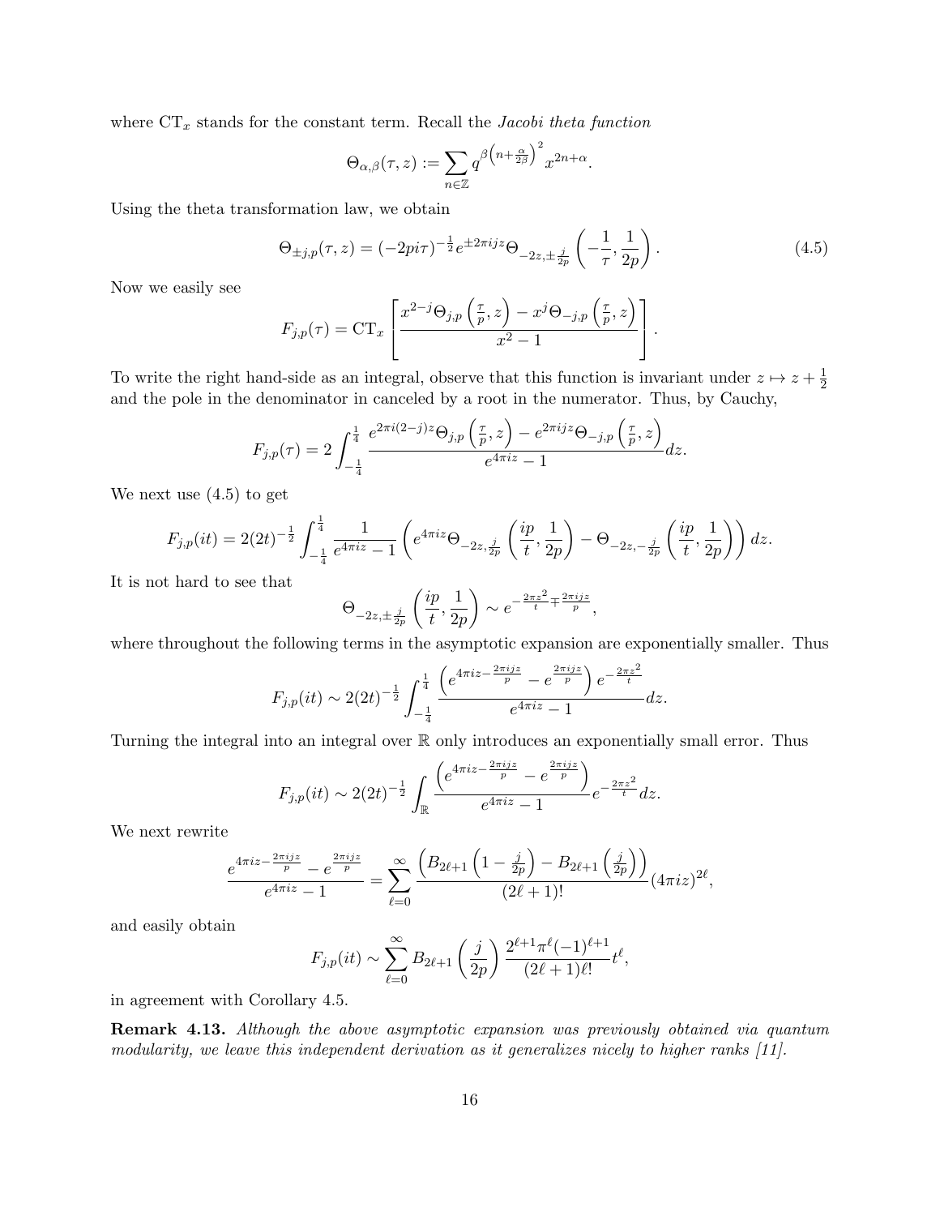where $\mathrm{CT}_x$ stands for the constant term. Recall the *Jacobi theta function*

$$\Theta_{\alpha,\beta}(\tau, z) := \sum_{n\in\mathbb{Z}} q^{\beta\left(n+\frac{\alpha}{2\beta}\right)^2} x^{2n+\alpha}.$$

Using the theta transformation law, we obtain

$$\Theta_{\pm j,p}(\tau, z) = (-2pi\tau)^{-\frac{1}{2}} e^{\pm 2\pi ijz} \Theta_{-2z,\pm\frac{j}{2p}}\left(-\frac{1}{\tau}, \frac{1}{2p}\right). \tag{4.5}$$

Now we easily see

$$F_{j,p}(\tau) = \mathrm{CT}_x\left[\frac{x^{2-j}\Theta_{j,p}\left(\frac{\tau}{p}, z\right) - x^j\Theta_{-j,p}\left(\frac{\tau}{p}, z\right)}{x^2-1}\right].$$

To write the right hand-side as an integral, observe that this function is invariant under $z \mapsto z + \frac{1}{2}$ and the pole in the denominator in canceled by a root in the numerator. Thus, by Cauchy,

$$F_{j,p}(\tau) = 2\int_{-\frac{1}{4}}^{\frac{1}{4}} \frac{e^{2\pi i(2-j)z}\Theta_{j,p}\left(\frac{\tau}{p}, z\right) - e^{2\pi ijz}\Theta_{-j,p}\left(\frac{\tau}{p}, z\right)}{e^{4\pi iz}-1} dz.$$

We next use (4.5) to get

$$F_{j,p}(it) = 2(2t)^{-\frac{1}{2}} \int_{-\frac{1}{4}}^{\frac{1}{4}} \frac{1}{e^{4\pi iz}-1}\left(e^{4\pi iz}\Theta_{-2z,\frac{j}{2p}}\left(\frac{ip}{t}, \frac{1}{2p}\right) - \Theta_{-2z,-\frac{j}{2p}}\left(\frac{ip}{t}, \frac{1}{2p}\right)\right) dz.$$

It is not hard to see that

$$\Theta_{-2z,\pm\frac{j}{2p}}\left(\frac{ip}{t}, \frac{1}{2p}\right) \sim e^{-\frac{2\pi z^2}{t} \mp \frac{2\pi ijz}{p}},$$

where throughout the following terms in the asymptotic expansion are exponentially smaller. Thus

$$F_{j,p}(it) \sim 2(2t)^{-\frac{1}{2}} \int_{-\frac{1}{4}}^{\frac{1}{4}} \frac{\left(e^{4\pi iz - \frac{2\pi ijz}{p}} - e^{\frac{2\pi ijz}{p}}\right)e^{-\frac{2\pi z^2}{t}}}{e^{4\pi iz}-1} dz.$$

Turning the integral into an integral over $\mathbb{R}$ only introduces an exponentially small error. Thus

$$F_{j,p}(it) \sim 2(2t)^{-\frac{1}{2}} \int_{\mathbb{R}} \frac{\left(e^{4\pi iz - \frac{2\pi ijz}{p}} - e^{\frac{2\pi ijz}{p}}\right)}{e^{4\pi iz}-1} e^{-\frac{2\pi z^2}{t}} dz.$$

We next rewrite

$$\frac{e^{4\pi iz - \frac{2\pi ijz}{p}} - e^{\frac{2\pi ijz}{p}}}{e^{4\pi iz}-1} = \sum_{\ell=0}^{\infty} \frac{\left(B_{2\ell+1}\left(1-\frac{j}{2p}\right) - B_{2\ell+1}\left(\frac{j}{2p}\right)\right)}{(2\ell+1)!}(4\pi iz)^{2\ell},$$

and easily obtain

$$F_{j,p}(it) \sim \sum_{\ell=0}^{\infty} B_{2\ell+1}\left(\frac{j}{2p}\right) \frac{2^{\ell+1}\pi^{\ell}(-1)^{\ell+1}}{(2\ell+1)\ell!} t^{\ell},$$

in agreement with Corollary 4.5.

**Remark 4.13.** *Although the above asymptotic expansion was previously obtained via quantum modularity, we leave this independent derivation as it generalizes nicely to higher ranks [11].*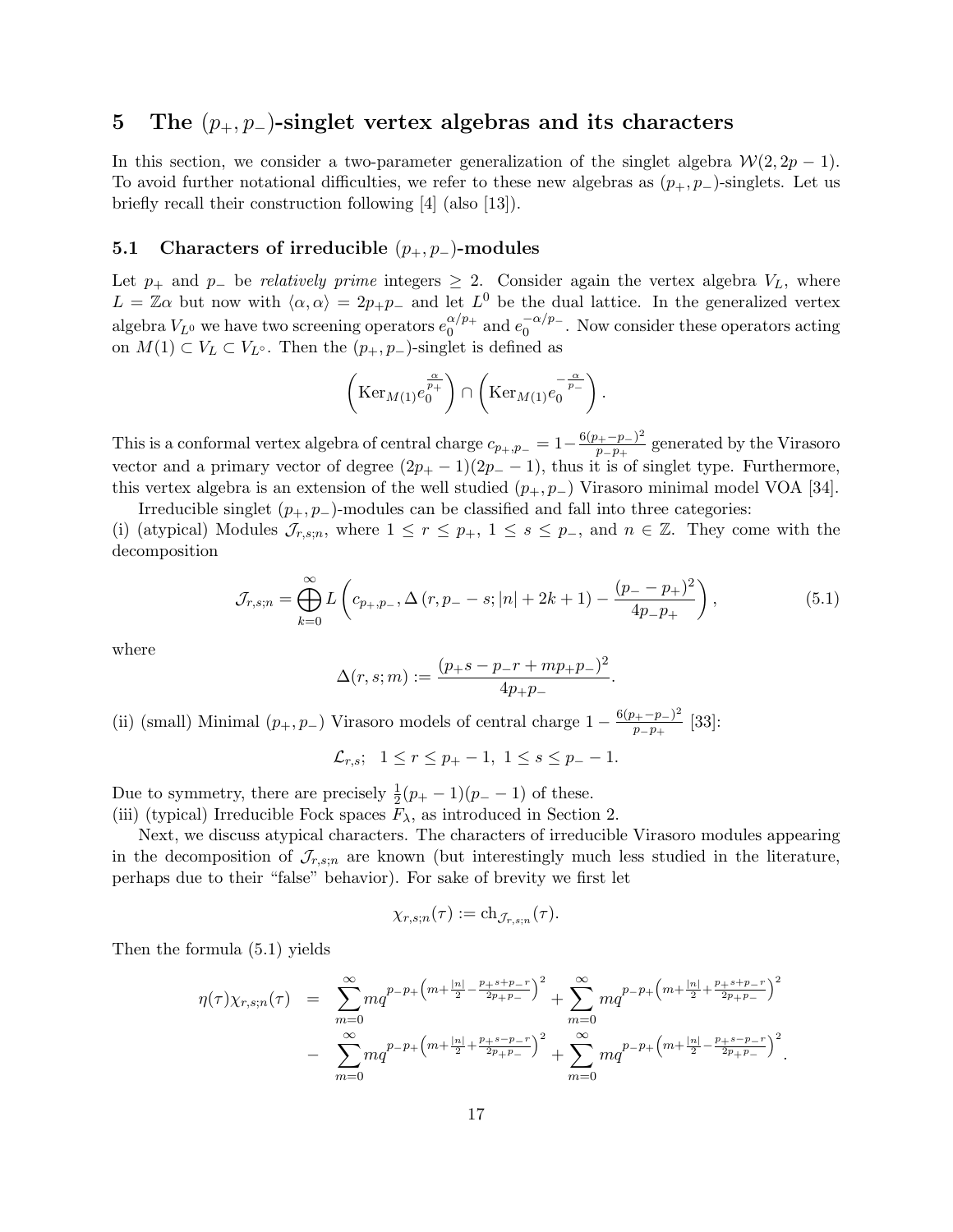# 5 The $(p_+, p_-)$-singlet vertex algebras and its characters

In this section, we consider a two-parameter generalization of the singlet algebra $\mathcal{W}(2, 2p-1)$. To avoid further notational difficulties, we refer to these new algebras as $(p_+, p_-)$-singlets. Let us briefly recall their construction following [4] (also [13]).

## 5.1 Characters of irreducible $(p_+, p_-)$-modules

Let $p_+$ and $p_-$ be *relatively prime* integers $\geq 2$. Consider again the vertex algebra $V_L$, where $L = \mathbb{Z}\alpha$ but now with $\langle \alpha, \alpha \rangle = 2p_+p_-$ and let $L^0$ be the dual lattice. In the generalized vertex algebra $V_{L^0}$ we have two screening operators $e_0^{\alpha/p_+}$ and $e_0^{-\alpha/p_-}$. Now consider these operators acting on $M(1) \subset V_L \subset V_{L^\circ}$. Then the $(p_+, p_-)$-singlet is defined as

$$\left(\mathrm{Ker}_{M(1)} e_0^{\frac{\alpha}{p_+}}\right) \cap \left(\mathrm{Ker}_{M(1)} e_0^{-\frac{\alpha}{p_-}}\right).$$

This is a conformal vertex algebra of central charge $c_{p_+,p_-} = 1 - \frac{6(p_+-p_-)^2}{p_-p_+}$ generated by the Virasoro vector and a primary vector of degree $(2p_+-1)(2p_--1)$, thus it is of singlet type. Furthermore, this vertex algebra is an extension of the well studied $(p_+, p_-)$ Virasoro minimal model VOA [34].

Irreducible singlet $(p_+, p_-)$-modules can be classified and fall into three categories:
(i) (atypical) Modules $\mathcal{J}_{r,s;n}$, where $1 \leq r \leq p_+$, $1 \leq s \leq p_-$, and $n \in \mathbb{Z}$. They come with the decomposition

$$\mathcal{J}_{r,s;n} = \bigoplus_{k=0}^{\infty} L\left(c_{p_+,p_-}, \Delta\left(r, p_- - s; |n| + 2k + 1\right) - \frac{(p_- - p_+)^2}{4p_-p_+}\right), \tag{5.1}$$

where

$$\Delta(r, s; m) := \frac{(p_+s - p_-r + mp_+p_-)^2}{4p_+p_-}.$$

(ii) (small) Minimal $(p_+, p_-)$ Virasoro models of central charge $1 - \frac{6(p_+-p_-)^2}{p_-p_+}$ [33]:

$$\mathcal{L}_{r,s};\ \ 1 \leq r \leq p_+ - 1,\ 1 \leq s \leq p_- - 1.$$

Due to symmetry, there are precisely $\frac{1}{2}(p_+-1)(p_--1)$ of these.
(iii) (typical) Irreducible Fock spaces $F_\lambda$, as introduced in Section 2.

Next, we discuss atypical characters. The characters of irreducible Virasoro modules appearing in the decomposition of $\mathcal{J}_{r,s;n}$ are known (but interestingly much less studied in the literature, perhaps due to their "false" behavior). For sake of brevity we first let

$$\chi_{r,s;n}(\tau) := \mathrm{ch}_{\mathcal{J}_{r,s;n}}(\tau).$$

Then the formula (5.1) yields

$$\begin{aligned}
\eta(\tau)\chi_{r,s;n}(\tau) &= \sum_{m=0}^{\infty} m q^{p_-p_+\left(m+\frac{|n|}{2}-\frac{p_+s+p_-r}{2p_+p_-}\right)^2} + \sum_{m=0}^{\infty} m q^{p_-p_+\left(m+\frac{|n|}{2}+\frac{p_+s+p_-r}{2p_+p_-}\right)^2} \\
&- \sum_{m=0}^{\infty} m q^{p_-p_+\left(m+\frac{|n|}{2}+\frac{p_+s-p_-r}{2p_+p_-}\right)^2} + \sum_{m=0}^{\infty} m q^{p_-p_+\left(m+\frac{|n|}{2}-\frac{p_+s-p_-r}{2p_+p_-}\right)^2}.
\end{aligned}$$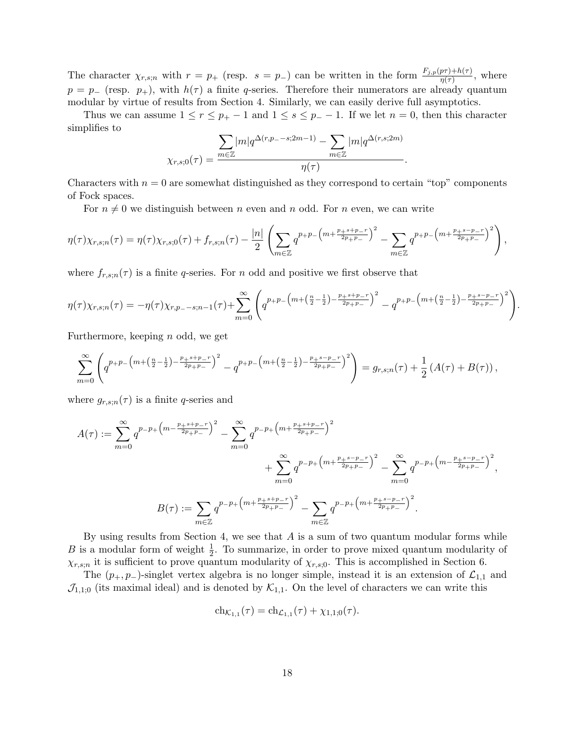The character $\chi_{r,s;n}$ with $r = p_+$ (resp. $s = p_-$) can be written in the form $\frac{F_{j,p}(p\tau)+h(\tau)}{\eta(\tau)}$, where $p = p_-$ (resp. $p_+$), with $h(\tau)$ a finite $q$-series. Therefore their numerators are already quantum modular by virtue of results from Section 4. Similarly, we can easily derive full asymptotics.

Thus we can assume $1 \leq r \leq p_+ - 1$ and $1 \leq s \leq p_- - 1$. If we let $n = 0$, then this character simplifies to

$$\chi_{r,s;0}(\tau) = \frac{\displaystyle\sum_{m\in\mathbb{Z}} |m| q^{\Delta(r,p_- - s;2m-1)} - \sum_{m\in\mathbb{Z}} |m| q^{\Delta(r,s;2m)}}{\eta(\tau)}.$$

Characters with $n = 0$ are somewhat distinguished as they correspond to certain "top" components of Fock spaces.

For $n \neq 0$ we distinguish between $n$ even and $n$ odd. For $n$ even, we can write

$$\eta(\tau)\chi_{r,s;n}(\tau) = \eta(\tau)\chi_{r,s;0}(\tau) + f_{r,s;n}(\tau) - \frac{|n|}{2}\left(\sum_{m\in\mathbb{Z}} q^{p_+p_-\left(m+\frac{p_+s+p_-r}{2p_+p_-}\right)^2} - \sum_{m\in\mathbb{Z}} q^{p_+p_-\left(m+\frac{p_+s-p_-r}{2p_+p_-}\right)^2}\right),$$

where $f_{r,s;n}(\tau)$ is a finite $q$-series. For $n$ odd and positive we first observe that

$$\eta(\tau)\chi_{r,s;n}(\tau) = -\eta(\tau)\chi_{r,p_- - s;n-1}(\tau) + \sum_{m=0}^{\infty}\left(q^{p_+p_-\left(m+\left(\frac{n}{2}-\frac{1}{2}\right)-\frac{p_+s+p_-r}{2p_+p_-}\right)^2} - q^{p_+p_-\left(m+\left(\frac{n}{2}-\frac{1}{2}\right)-\frac{p_+s-p_-r}{2p_+p_-}\right)^2}\right).$$

Furthermore, keeping $n$ odd, we get

$$\sum_{m=0}^{\infty}\left(q^{p_+p_-\left(m+\left(\frac{n}{2}-\frac{1}{2}\right)-\frac{p_+s+p_-r}{2p_+p_-}\right)^2} - q^{p_+p_-\left(m+\left(\frac{n}{2}-\frac{1}{2}\right)-\frac{p_+s-p_-r}{2p_+p_-}\right)^2}\right) = g_{r,s;n}(\tau) + \frac{1}{2}\left(A(\tau) + B(\tau)\right),$$

where $g_{r,s;n}(\tau)$ is a finite $q$-series and

$$A(\tau) := \sum_{m=0}^{\infty} q^{p_-p_+\left(m-\frac{p_+s+p_-r}{2p_+p_-}\right)^2} - \sum_{m=0}^{\infty} q^{p_-p_+\left(m+\frac{p_+s+p_-r}{2p_+p_-}\right)^2} + \sum_{m=0}^{\infty} q^{p_-p_+\left(m+\frac{p_+s-p_-r}{2p_+p_-}\right)^2} - \sum_{m=0}^{\infty} q^{p_-p_+\left(m-\frac{p_+s-p_-r}{2p_+p_-}\right)^2},$$

$$B(\tau) := \sum_{m\in\mathbb{Z}} q^{p_-p_+\left(m+\frac{p_+s+p_-r}{2p_+p_-}\right)^2} - \sum_{m\in\mathbb{Z}} q^{p_-p_+\left(m+\frac{p_+s-p_-r}{2p_+p_-}\right)^2}.$$

By using results from Section 4, we see that $A$ is a sum of two quantum modular forms while $B$ is a modular form of weight $\frac{1}{2}$. To summarize, in order to prove mixed quantum modularity of $\chi_{r,s;n}$ it is sufficient to prove quantum modularity of $\chi_{r,s;0}$. This is accomplished in Section 6.

The $(p_+, p_-)$-singlet vertex algebra is no longer simple, instead it is an extension of $\mathcal{L}_{1,1}$ and $\mathcal{J}_{1,1;0}$ (its maximal ideal) and is denoted by $\mathcal{K}_{1,1}$. On the level of characters we can write this

$$\mathrm{ch}_{\mathcal{K}_{1,1}}(\tau) = \mathrm{ch}_{\mathcal{L}_{1,1}}(\tau) + \chi_{1,1;0}(\tau).$$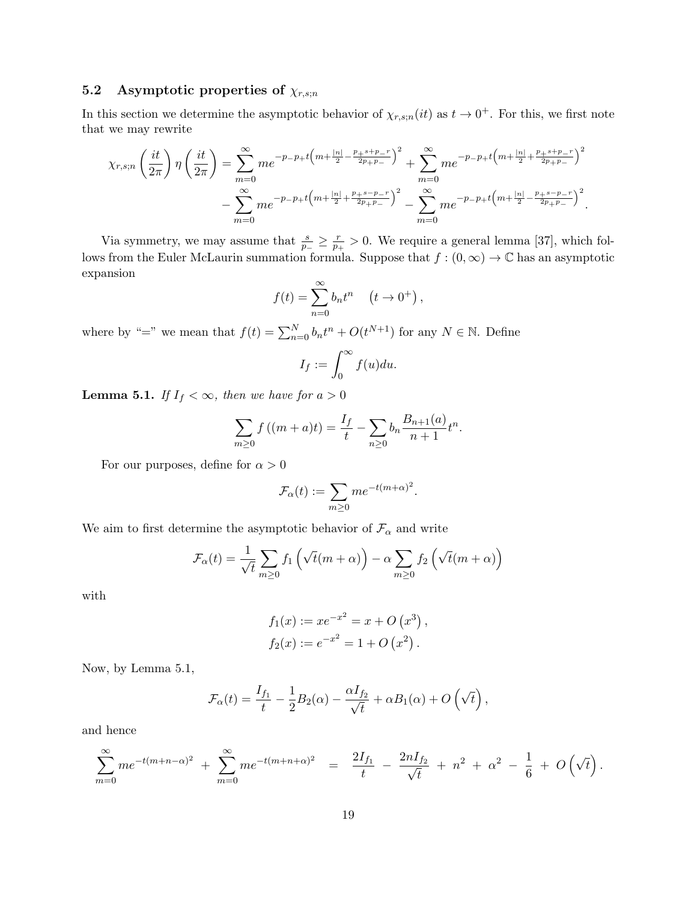### 5.2 Asymptotic properties of $\chi_{r,s;n}$

In this section we determine the asymptotic behavior of $\chi_{r,s;n}(it)$ as $t \to 0^+$. For this, we first note that we may rewrite

$$
\begin{aligned}
\chi_{r,s;n}\left(\frac{it}{2\pi}\right)\eta\left(\frac{it}{2\pi}\right) = &\sum_{m=0}^{\infty} m e^{-p_-p_+t\left(m+\frac{|n|}{2}-\frac{p_+s+p_-r}{2p_+p_-}\right)^2} + \sum_{m=0}^{\infty} m e^{-p_-p_+t\left(m+\frac{|n|}{2}+\frac{p_+s+p_-r}{2p_+p_-}\right)^2} \\
&- \sum_{m=0}^{\infty} m e^{-p_-p_+t\left(m+\frac{|n|}{2}+\frac{p_+s-p_-r}{2p_+p_-}\right)^2} - \sum_{m=0}^{\infty} m e^{-p_-p_+t\left(m+\frac{|n|}{2}-\frac{p_+s-p_-r}{2p_+p_-}\right)^2}.
\end{aligned}
$$

Via symmetry, we may assume that $\frac{s}{p_-} \geq \frac{r}{p_+} > 0$. We require a general lemma [37], which follows from the Euler McLaurin summation formula. Suppose that $f : (0, \infty) \to \mathbb{C}$ has an asymptotic expansion

$$
f(t) = \sum_{n=0}^{\infty} b_n t^n \quad \left(t \to 0^+\right),
$$

where by "=" we mean that $f(t) = \sum_{n=0}^{N} b_n t^n + O(t^{N+1})$ for any $N \in \mathbb{N}$. Define

$$
I_f := \int_0^{\infty} f(u)du.
$$

**Lemma 5.1.** *If $I_f < \infty$, then we have for $a > 0$*

$$
\sum_{m \geq 0} f\left((m+a)t\right) = \frac{I_f}{t} - \sum_{n \geq 0} b_n \frac{B_{n+1}(a)}{n+1} t^n.
$$

For our purposes, define for $\alpha > 0$

$$
\mathcal{F}_\alpha(t) := \sum_{m \geq 0} m e^{-t(m+\alpha)^2}.
$$

We aim to first determine the asymptotic behavior of $\mathcal{F}_\alpha$ and write

$$
\mathcal{F}_\alpha(t) = \frac{1}{\sqrt{t}} \sum_{m \geq 0} f_1\left(\sqrt{t}(m+\alpha)\right) - \alpha \sum_{m \geq 0} f_2\left(\sqrt{t}(m+\alpha)\right)
$$

with

$$
\begin{aligned}
f_1(x) &:= x e^{-x^2} = x + O\left(x^3\right), \\
f_2(x) &:= e^{-x^2} = 1 + O\left(x^2\right).
\end{aligned}
$$

Now, by Lemma 5.1,

$$
\mathcal{F}_\alpha(t) = \frac{I_{f_1}}{t} - \frac{1}{2}B_2(\alpha) - \frac{\alpha I_{f_2}}{\sqrt{t}} + \alpha B_1(\alpha) + O\left(\sqrt{t}\right),
$$

and hence

$$
\sum_{m=0}^{\infty} m e^{-t(m+n-\alpha)^2} + \sum_{m=0}^{\infty} m e^{-t(m+n+\alpha)^2} = \frac{2I_{f_1}}{t} - \frac{2nI_{f_2}}{\sqrt{t}} + n^2 + \alpha^2 - \frac{1}{6} + O\left(\sqrt{t}\right).
$$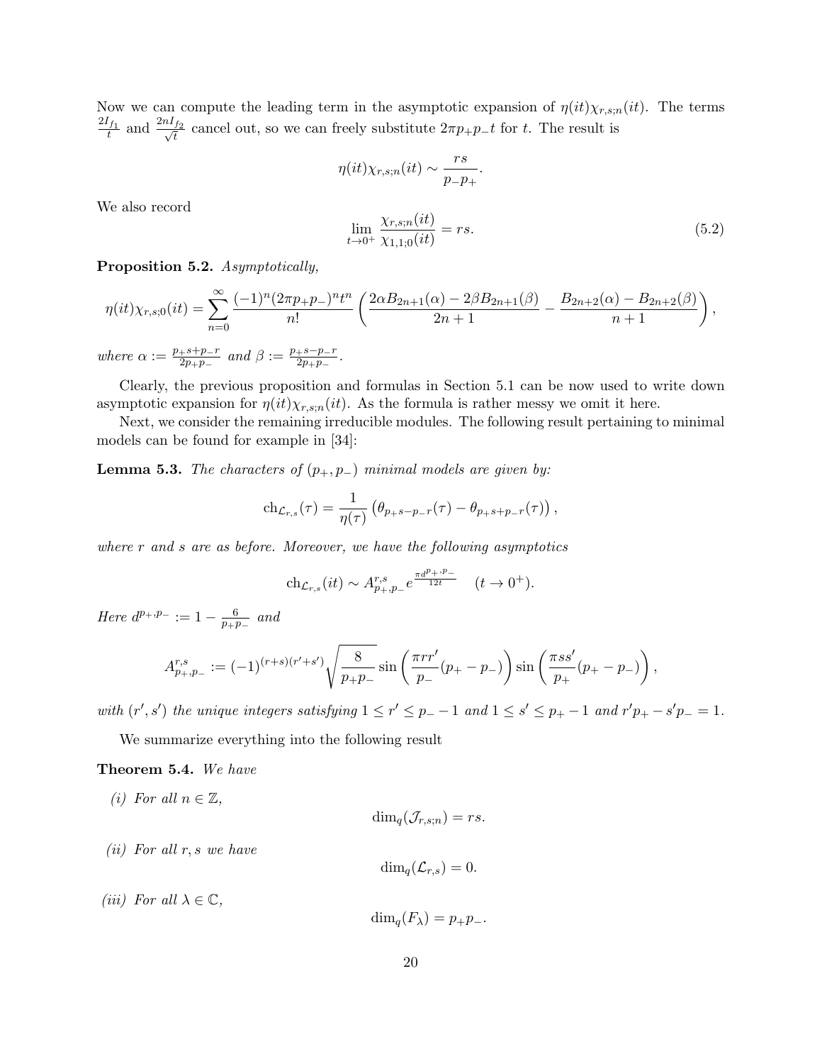Now we can compute the leading term in the asymptotic expansion of $\eta(it)\chi_{r,s;n}(it)$. The terms $\frac{2I_{f_1}}{t}$ and $\frac{2nI_{f_2}}{\sqrt{t}}$ cancel out, so we can freely substitute $2\pi p_+p_-t$ for $t$. The result is

$$\eta(it)\chi_{r,s;n}(it) \sim \frac{rs}{p_-p_+}.$$

We also record

$$\lim_{t\to 0^+} \frac{\chi_{r,s;n}(it)}{\chi_{1,1;0}(it)} = rs. \tag{5.2}$$

**Proposition 5.2.** *Asymptotically,*

$$\eta(it)\chi_{r,s;0}(it) = \sum_{n=0}^{\infty} \frac{(-1)^n(2\pi p_+p_-)^n t^n}{n!}\left(\frac{2\alpha B_{2n+1}(\alpha) - 2\beta B_{2n+1}(\beta)}{2n+1} - \frac{B_{2n+2}(\alpha) - B_{2n+2}(\beta)}{n+1}\right),$$

*where* $\alpha := \frac{p_+s+p_-r}{2p_+p_-}$ *and* $\beta := \frac{p_+s-p_-r}{2p_+p_-}$.

Clearly, the previous proposition and formulas in Section 5.1 can be now used to write down asymptotic expansion for $\eta(it)\chi_{r,s;n}(it)$. As the formula is rather messy we omit it here.

Next, we consider the remaining irreducible modules. The following result pertaining to minimal models can be found for example in [34]:

**Lemma 5.3.** *The characters of* $(p_+, p_-)$ *minimal models are given by:*

$$\mathrm{ch}_{\mathcal{L}_{r,s}}(\tau) = \frac{1}{\eta(\tau)}\left(\theta_{p_+s-p_-r}(\tau) - \theta_{p_+s+p_-r}(\tau)\right),$$

*where* $r$ *and* $s$ *are as before. Moreover, we have the following asymptotics*

$$\mathrm{ch}_{\mathcal{L}_{r,s}}(it) \sim A^{r,s}_{p_+,p_-} e^{\frac{\pi d^{p_+,p_-}}{12t}} \quad (t \to 0^+).$$

*Here* $d^{p_+,p_-} := 1 - \frac{6}{p_+p_-}$ *and*

$$A^{r,s}_{p_+,p_-} := (-1)^{(r+s)(r'+s')}\sqrt{\frac{8}{p_+p_-}}\sin\left(\frac{\pi r r'}{p_-}(p_+ - p_-)\right)\sin\left(\frac{\pi s s'}{p_+}(p_+ - p_-)\right),$$

*with* $(r', s')$ *the unique integers satisfying* $1 \le r' \le p_- - 1$ *and* $1 \le s' \le p_+ - 1$ *and* $r'p_+ - s'p_- = 1$.

We summarize everything into the following result

**Theorem 5.4.** *We have*

*(i) For all* $n \in \mathbb{Z}$,

$$\dim_q(\mathcal{J}_{r,s;n}) = rs.$$

*(ii) For all* $r, s$ *we have*

$$\dim_q(\mathcal{L}_{r,s}) = 0.$$

*(iii) For all* $\lambda \in \mathbb{C}$,

$$\dim_q(F_\lambda) = p_+p_-.$$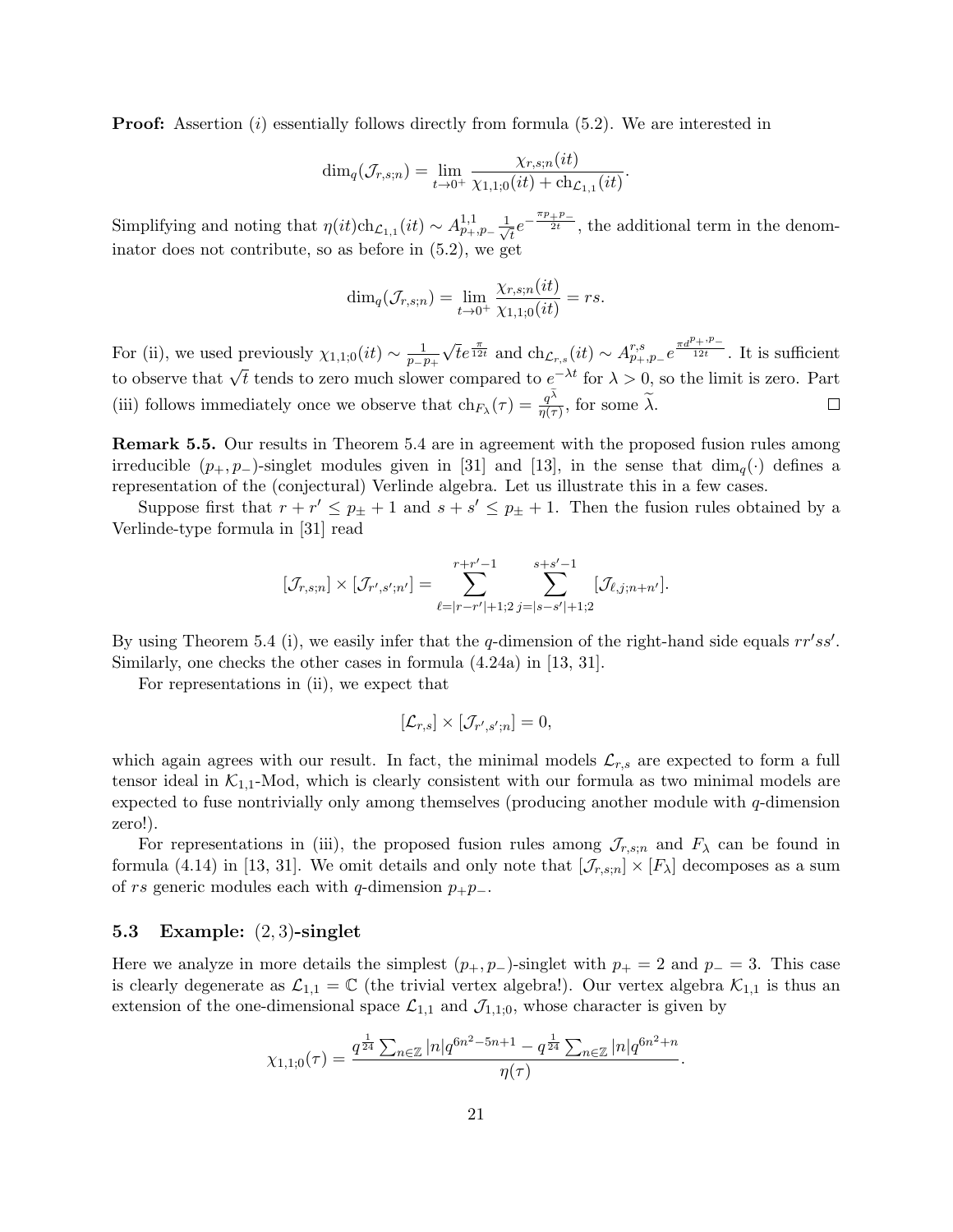**Proof:** Assertion $(i)$ essentially follows directly from formula (5.2). We are interested in

$$\dim_q(\mathcal{J}_{r,s;n}) = \lim_{t\to 0^+} \frac{\chi_{r,s;n}(it)}{\chi_{1,1;0}(it) + \mathrm{ch}_{\mathcal{L}_{1,1}}(it)}.$$

Simplifying and noting that $\eta(it)\mathrm{ch}_{\mathcal{L}_{1,1}}(it) \sim A^{1,1}_{p_+,p_-}\frac{1}{\sqrt{t}}e^{-\frac{\pi p_+ p_-}{2t}}$, the additional term in the denominator does not contribute, so as before in (5.2), we get

$$\dim_q(\mathcal{J}_{r,s;n}) = \lim_{t\to 0^+} \frac{\chi_{r,s;n}(it)}{\chi_{1,1;0}(it)} = rs.$$

For (ii), we used previously $\chi_{1,1;0}(it) \sim \frac{1}{p_-p_+}\sqrt{t}e^{\frac{\pi}{12t}}$ and $\mathrm{ch}_{\mathcal{L}_{r,s}}(it) \sim A^{r,s}_{p_+,p_-}e^{\frac{\pi d^{p_+,p_-}}{12t}}$. It is sufficient to observe that $\sqrt{t}$ tends to zero much slower compared to $e^{-\lambda t}$ for $\lambda > 0$, so the limit is zero. Part (iii) follows immediately once we observe that $\mathrm{ch}_{F_\lambda}(\tau) = \frac{q^{\bar{\lambda}}}{\eta(\tau)}$, for some $\widetilde{\lambda}$. $\square$

**Remark 5.5.** Our results in Theorem 5.4 are in agreement with the proposed fusion rules among irreducible $(p_+, p_-)$-singlet modules given in [31] and [13], in the sense that $\dim_q(\cdot)$ defines a representation of the (conjectural) Verlinde algebra. Let us illustrate this in a few cases.

Suppose first that $r + r' \leq p_\pm + 1$ and $s + s' \leq p_\pm + 1$. Then the fusion rules obtained by a Verlinde-type formula in [31] read

$$[\mathcal{J}_{r,s;n}] \times [\mathcal{J}_{r',s';n'}] = \sum_{\ell=|r-r'|+1;2}^{r+r'-1}\ \sum_{j=|s-s'|+1;2}^{s+s'-1} [\mathcal{J}_{\ell,j;n+n'}].$$

By using Theorem 5.4 (i), we easily infer that the $q$-dimension of the right-hand side equals $rr'ss'$. Similarly, one checks the other cases in formula (4.24a) in [13, 31].

For representations in (ii), we expect that

$$[\mathcal{L}_{r,s}] \times [\mathcal{J}_{r',s';n}] = 0,$$

which again agrees with our result. In fact, the minimal models $\mathcal{L}_{r,s}$ are expected to form a full tensor ideal in $\mathcal{K}_{1,1}$-Mod, which is clearly consistent with our formula as two minimal models are expected to fuse nontrivially only among themselves (producing another module with $q$-dimension zero!).

For representations in (iii), the proposed fusion rules among $\mathcal{J}_{r,s;n}$ and $F_\lambda$ can be found in formula (4.14) in [13, 31]. We omit details and only note that $[\mathcal{J}_{r,s;n}] \times [F_\lambda]$ decomposes as a sum of $rs$ generic modules each with $q$-dimension $p_+p_-$.

### 5.3 Example: $(2,3)$-singlet

Here we analyze in more details the simplest $(p_+, p_-)$-singlet with $p_+ = 2$ and $p_- = 3$. This case is clearly degenerate as $\mathcal{L}_{1,1} = \mathbb{C}$ (the trivial vertex algebra!). Our vertex algebra $\mathcal{K}_{1,1}$ is thus an extension of the one-dimensional space $\mathcal{L}_{1,1}$ and $\mathcal{J}_{1,1;0}$, whose character is given by

$$\chi_{1,1;0}(\tau) = \frac{q^{\frac{1}{24}}\sum_{n\in\mathbb{Z}}|n|q^{6n^2-5n+1} - q^{\frac{1}{24}}\sum_{n\in\mathbb{Z}}|n|q^{6n^2+n}}{\eta(\tau)}.$$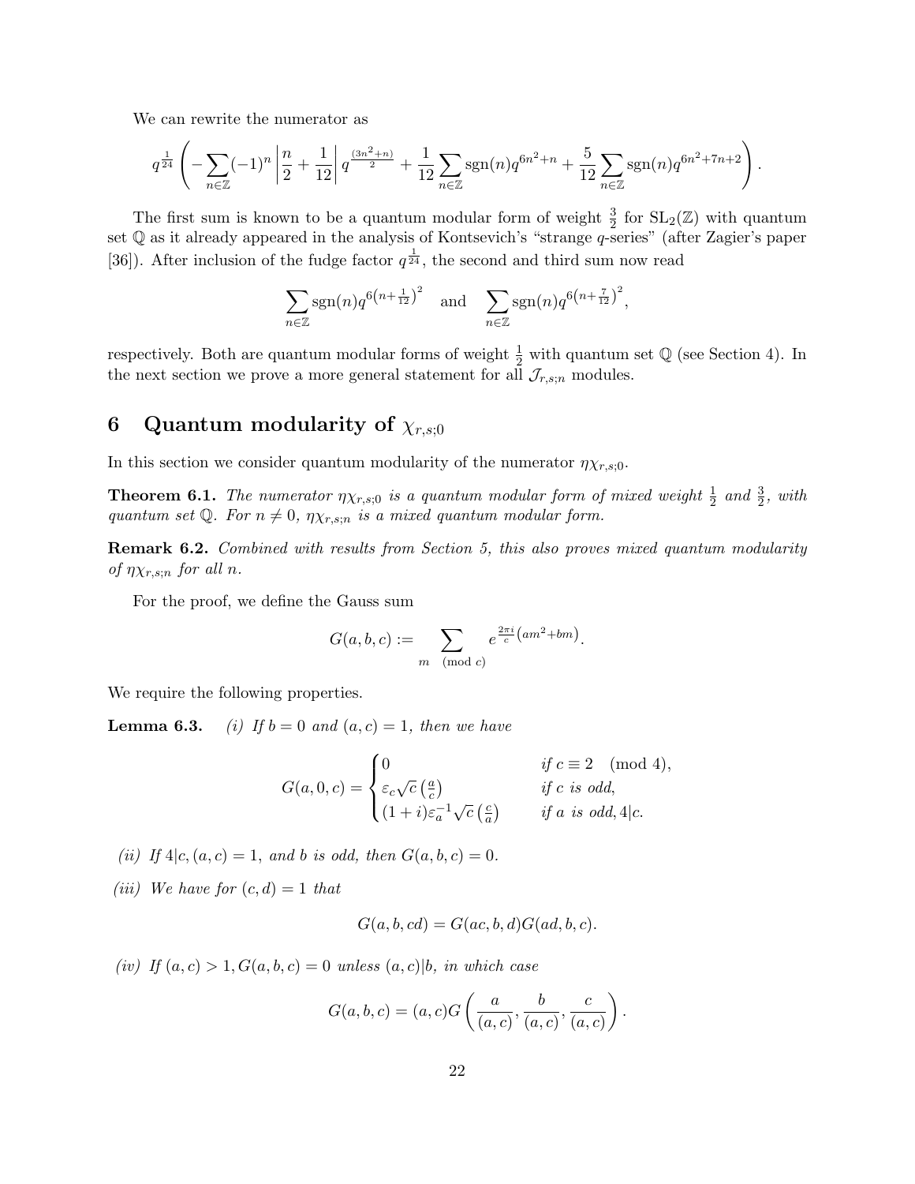We can rewrite the numerator as

$$q^{\frac{1}{24}}\left(-\sum_{n\in\mathbb{Z}}(-1)^n\left|\frac{n}{2}+\frac{1}{12}\right|q^{\frac{(3n^2+n)}{2}}+\frac{1}{12}\sum_{n\in\mathbb{Z}}\operatorname{sgn}(n)q^{6n^2+n}+\frac{5}{12}\sum_{n\in\mathbb{Z}}\operatorname{sgn}(n)q^{6n^2+7n+2}\right).$$

The first sum is known to be a quantum modular form of weight $\frac{3}{2}$ for $\mathrm{SL}_2(\mathbb{Z})$ with quantum set $\mathbb{Q}$ as it already appeared in the analysis of Kontsevich's "strange $q$-series" (after Zagier's paper [36]). After inclusion of the fudge factor $q^{\frac{1}{24}}$, the second and third sum now read

$$\sum_{n\in\mathbb{Z}}\operatorname{sgn}(n)q^{6\left(n+\frac{1}{12}\right)^2}\quad\text{and}\quad\sum_{n\in\mathbb{Z}}\operatorname{sgn}(n)q^{6\left(n+\frac{7}{12}\right)^2},$$

respectively. Both are quantum modular forms of weight $\frac{1}{2}$ with quantum set $\mathbb{Q}$ (see Section 4). In the next section we prove a more general statement for all $\mathcal{J}_{r,s;n}$ modules.

## 6 Quantum modularity of $\chi_{r,s;0}$

In this section we consider quantum modularity of the numerator $\eta\chi_{r,s;0}$.

**Theorem 6.1.** *The numerator $\eta\chi_{r,s;0}$ is a quantum modular form of mixed weight $\frac{1}{2}$ and $\frac{3}{2}$, with quantum set $\mathbb{Q}$. For $n\neq 0$, $\eta\chi_{r,s;n}$ is a mixed quantum modular form.*

**Remark 6.2.** *Combined with results from Section 5, this also proves mixed quantum modularity of $\eta\chi_{r,s;n}$ for all $n$.*

For the proof, we define the Gauss sum

$$G(a,b,c):=\sum_{m\pmod c}e^{\frac{2\pi i}{c}\left(am^2+bm\right)}.$$

We require the following properties.

**Lemma 6.3.** *(i) If $b=0$ and $(a,c)=1$, then we have*

$$G(a,0,c)=\begin{cases}0 & \text{if } c\equiv 2\pmod 4,\\ \varepsilon_c\sqrt{c}\left(\frac{a}{c}\right) & \text{if } c \text{ is odd},\\ (1+i)\varepsilon_a^{-1}\sqrt{c}\left(\frac{c}{a}\right) & \text{if } a \text{ is odd}, 4|c.\end{cases}$$

*(ii) If $4|c,(a,c)=1$, and $b$ is odd, then $G(a,b,c)=0$.*

*(iii) We have for $(c,d)=1$ that*

$$G(a,b,cd)=G(ac,b,d)G(ad,b,c).$$

*(iv) If $(a,c)>1, G(a,b,c)=0$ unless $(a,c)|b$, in which case*

$$G(a,b,c)=(a,c)G\left(\frac{a}{(a,c)},\frac{b}{(a,c)},\frac{c}{(a,c)}\right).$$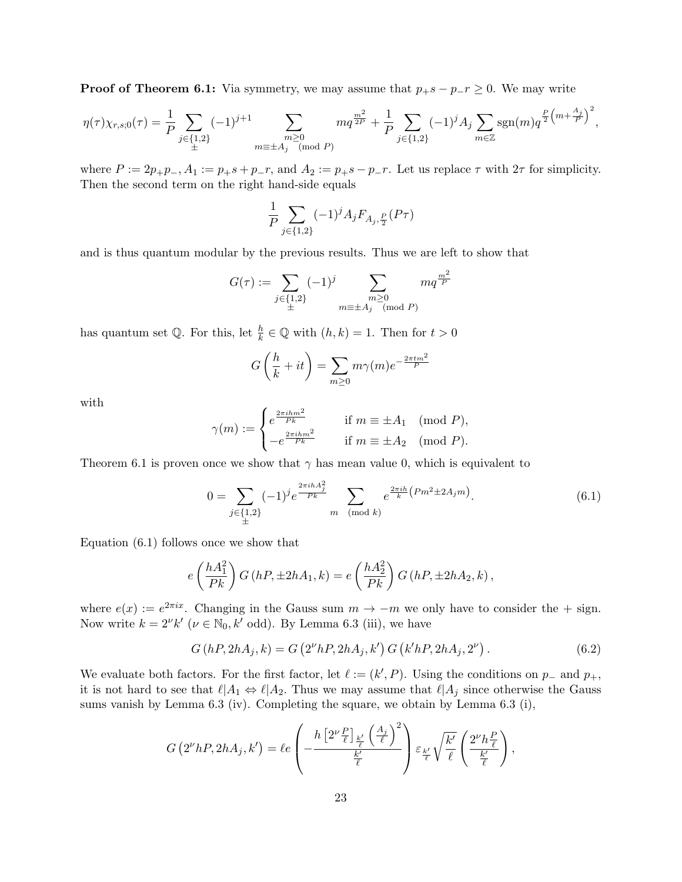**Proof of Theorem 6.1:** Via symmetry, we may assume that $p_+s - p_-r \geq 0$. We may write

$$\eta(\tau)\chi_{r,s;0}(\tau) = \frac{1}{P}\sum_{\substack{j\in\{1,2\}\\ \pm}}(-1)^{j+1}\sum_{\substack{m\geq 0\\ m\equiv \pm A_j \pmod{P}}} mq^{\frac{m^2}{2P}} + \frac{1}{P}\sum_{j\in\{1,2\}}(-1)^j A_j \sum_{m\in\mathbb{Z}}\operatorname{sgn}(m)q^{\frac{P}{2}\left(m+\frac{A_j}{P}\right)^2},$$

where $P := 2p_+p_-$, $A_1 := p_+s + p_-r$, and $A_2 := p_+s - p_-r$. Let us replace $\tau$ with $2\tau$ for simplicity. Then the second term on the right hand-side equals

$$\frac{1}{P}\sum_{j\in\{1,2\}}(-1)^j A_j F_{A_j,\frac{P}{2}}(P\tau)$$

and is thus quantum modular by the previous results. Thus we are left to show that

$$G(\tau) := \sum_{\substack{j\in\{1,2\}\\ \pm}}(-1)^j \sum_{\substack{m\geq 0\\ m\equiv \pm A_j \pmod{P}}} mq^{\frac{m^2}{P}}$$

has quantum set $\mathbb{Q}$. For this, let $\frac{h}{k}\in\mathbb{Q}$ with $(h,k)=1$. Then for $t>0$

$$G\left(\frac{h}{k}+it\right) = \sum_{m\geq 0} m\gamma(m)e^{-\frac{2\pi t m^2}{P}}$$

with

$$\gamma(m) := \begin{cases} e^{\frac{2\pi i h m^2}{Pk}} & \text{if } m\equiv \pm A_1 \pmod{P},\\ -e^{\frac{2\pi i h m^2}{Pk}} & \text{if } m\equiv \pm A_2 \pmod{P}.\end{cases}$$

Theorem 6.1 is proven once we show that $\gamma$ has mean value 0, which is equivalent to

$$0 = \sum_{\substack{j\in\{1,2\}\\ \pm}}(-1)^j e^{\frac{2\pi i h A_j^2}{Pk}}\sum_{m \pmod{k}} e^{\frac{2\pi i h}{k}\left(Pm^2 \pm 2A_j m\right)}. \tag{6.1}$$

Equation (6.1) follows once we show that

$$e\left(\frac{hA_1^2}{Pk}\right)G\left(hP, \pm 2hA_1, k\right) = e\left(\frac{hA_2^2}{Pk}\right)G\left(hP,\pm 2hA_2,k\right),$$

where $e(x) := e^{2\pi i x}$. Changing in the Gauss sum $m\to -m$ we only have to consider the $+$ sign. Now write $k = 2^\nu k'$ ($\nu\in\mathbb{N}_0, k'$ odd). By Lemma 6.3 (iii), we have

$$G\left(hP, 2hA_j, k\right) = G\left(2^\nu hP, 2hA_j, k'\right)G\left(k'hP, 2hA_j, 2^\nu\right). \tag{6.2}$$

We evaluate both factors. For the first factor, let $\ell := (k', P)$. Using the conditions on $p_-$ and $p_+$, it is not hard to see that $\ell | A_1 \Leftrightarrow \ell | A_2$. Thus we may assume that $\ell | A_j$ since otherwise the Gauss sums vanish by Lemma 6.3 (iv). Completing the square, we obtain by Lemma 6.3 (i),

$$G\left(2^\nu hP, 2hA_j, k'\right) = \ell e\left(-\frac{h\left[2^\nu\frac{P}{\ell}\right]_{\frac{k'}{\ell}}\left(\frac{A_j}{\ell}\right)^2}{\frac{k'}{\ell}}\right)\varepsilon_{\frac{k'}{\ell}}\sqrt{\frac{k'}{\ell}}\left(\frac{2^\nu h\frac{P}{\ell}}{\frac{k'}{\ell}}\right),$$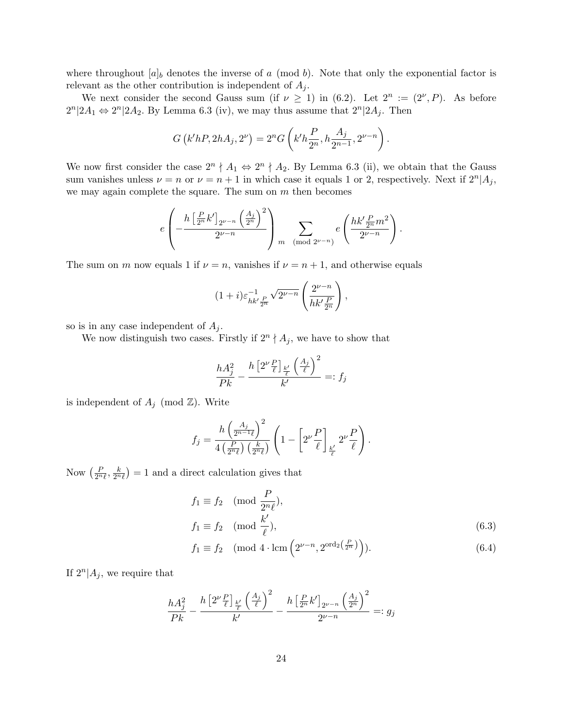where throughout $[a]_b$ denotes the inverse of $a \pmod b$. Note that only the exponential factor is relevant as the other contribution is independent of $A_j$.

We next consider the second Gauss sum (if $\nu \geq 1$) in (6.2). Let $2^n := (2^\nu, P)$. As before $2^n | 2A_1 \Leftrightarrow 2^n | 2A_2$. By Lemma 6.3 (iv), we may thus assume that $2^n | 2A_j$. Then

$$G\left(k'hP, 2hA_j, 2^\nu\right) = 2^n G\left(k'h\frac{P}{2^n}, h\frac{A_j}{2^{n-1}}, 2^{\nu-n}\right).$$

We now first consider the case $2^n \nmid A_1 \Leftrightarrow 2^n \nmid A_2$. By Lemma 6.3 (ii), we obtain that the Gauss sum vanishes unless $\nu = n$ or $\nu = n+1$ in which case it equals 1 or 2, respectively. Next if $2^n | A_j$, we may again complete the square. The sum on $m$ then becomes

$$e\left(-\frac{h\left[\frac{P}{2^n}k'\right]_{2^{\nu-n}}\left(\frac{A_j}{2^n}\right)^2}{2^{\nu-n}}\right)\sum_{m \pmod{2^{\nu-n}}} e\left(\frac{hk'\frac{P}{2^n}m^2}{2^{\nu-n}}\right).$$

The sum on $m$ now equals 1 if $\nu = n$, vanishes if $\nu = n+1$, and otherwise equals

$$(1+i)\varepsilon_{hk'\frac{P}{2^n}}^{-1}\sqrt{2^{\nu-n}}\left(\frac{2^{\nu-n}}{hk'\frac{P}{2^n}}\right),$$

so is in any case independent of $A_j$.

We now distinguish two cases. Firstly if $2^n \nmid A_j$, we have to show that

$$\frac{hA_j^2}{Pk} - \frac{h\left[2^\nu\frac{P}{\ell}\right]_{\frac{k'}{\ell}}\left(\frac{A_j}{\ell}\right)^2}{k'} =: f_j$$

is independent of $A_j \pmod{\mathbb{Z}}$. Write

$$f_j = \frac{h\left(\frac{A_j}{2^{n-1}\ell}\right)^2}{4\left(\frac{P}{2^n\ell}\right)\left(\frac{k}{2^n\ell}\right)}\left(1 - \left[2^\nu\frac{P}{\ell}\right]_{\frac{k'}{\ell}} 2^\nu\frac{P}{\ell}\right).$$

Now $\left(\frac{P}{2^n\ell}, \frac{k}{2^n\ell}\right) = 1$ and a direct calculation gives that

$$f_1 \equiv f_2 \pmod{\frac{P}{2^n\ell}},$$

$$f_1 \equiv f_2 \pmod{\frac{k'}{\ell}}, \tag{6.3}$$

$$f_1 \equiv f_2 \pmod{4 \cdot \operatorname{lcm}\left(2^{\nu-n}, 2^{\operatorname{ord}_2\left(\frac{P}{2^n}\right)}\right)}. \tag{6.4}$$

If $2^n | A_j$, we require that

$$\frac{hA_j^2}{Pk} - \frac{h\left[2^\nu\frac{P}{\ell}\right]_{\frac{k'}{\ell}}\left(\frac{A_j}{\ell}\right)^2}{k'} - \frac{h\left[\frac{P}{2^n}k'\right]_{2^{\nu-n}}\left(\frac{A_j}{2^n}\right)^2}{2^{\nu-n}} =: g_j$$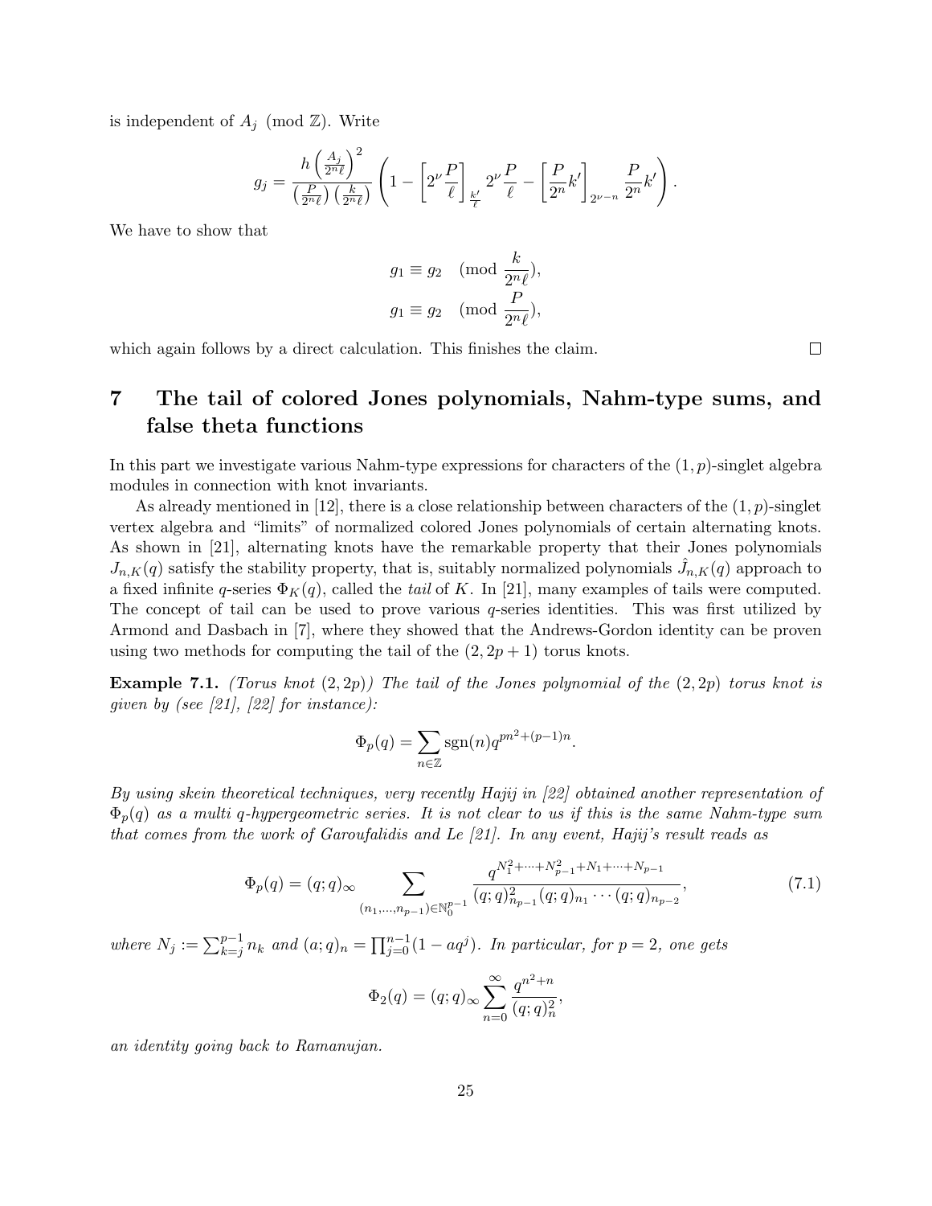is independent of $A_j \pmod{\mathbb{Z}}$. Write

$$g_j = \frac{h\left(\frac{A_j}{2^n\ell}\right)^2}{\left(\frac{P}{2^n\ell}\right)\left(\frac{k}{2^n\ell}\right)}\left(1 - \left[2^\nu \frac{P}{\ell}\right]_{\frac{k'}{\ell}} 2^\nu \frac{P}{\ell} - \left[\frac{P}{2^n}k'\right]_{2^{\nu-n}} \frac{P}{2^n}k'\right).$$

We have to show that

$$g_1 \equiv g_2 \pmod{\frac{k}{2^n\ell}},$$
$$g_1 \equiv g_2 \pmod{\frac{P}{2^n\ell}},$$

which again follows by a direct calculation. This finishes the claim. $\square$

# 7 The tail of colored Jones polynomials, Nahm-type sums, and false theta functions

In this part we investigate various Nahm-type expressions for characters of the $(1,p)$-singlet algebra modules in connection with knot invariants.

As already mentioned in [12], there is a close relationship between characters of the $(1,p)$-singlet vertex algebra and "limits" of normalized colored Jones polynomials of certain alternating knots. As shown in [21], alternating knots have the remarkable property that their Jones polynomials $J_{n,K}(q)$ satisfy the stability property, that is, suitably normalized polynomials $\hat{J}_{n,K}(q)$ approach to a fixed infinite $q$-series $\Phi_K(q)$, called the *tail* of $K$. In [21], many examples of tails were computed. The concept of tail can be used to prove various $q$-series identities. This was first utilized by Armond and Dasbach in [7], where they showed that the Andrews-Gordon identity can be proven using two methods for computing the tail of the $(2,2p+1)$ torus knots.

**Example 7.1.** *(Torus knot $(2,2p)$) The tail of the Jones polynomial of the $(2,2p)$ torus knot is given by (see [21], [22] for instance):*

$$\Phi_p(q) = \sum_{n\in\mathbb{Z}} \operatorname{sgn}(n) q^{pn^2+(p-1)n}.$$

*By using skein theoretical techniques, very recently Hajij in [22] obtained another representation of $\Phi_p(q)$ as a multi $q$-hypergeometric series. It is not clear to us if this is the same Nahm-type sum that comes from the work of Garoufalidis and Le [21]. In any event, Hajij's result reads as*

$$\Phi_p(q) = (q;q)_\infty \sum_{(n_1,\ldots,n_{p-1})\in\mathbb{N}_0^{p-1}} \frac{q^{N_1^2+\cdots+N_{p-1}^2+N_1+\cdots+N_{p-1}}}{(q;q)_{n_{p-1}}^2 (q;q)_{n_1}\cdots(q;q)_{n_{p-2}}}, \tag{7.1}$$

*where $N_j := \sum_{k=j}^{p-1} n_k$ and $(a;q)_n = \prod_{j=0}^{n-1}(1-aq^j)$. In particular, for $p=2$, one gets*

$$\Phi_2(q) = (q;q)_\infty \sum_{n=0}^\infty \frac{q^{n^2+n}}{(q;q)_n^2},$$

*an identity going back to Ramanujan.*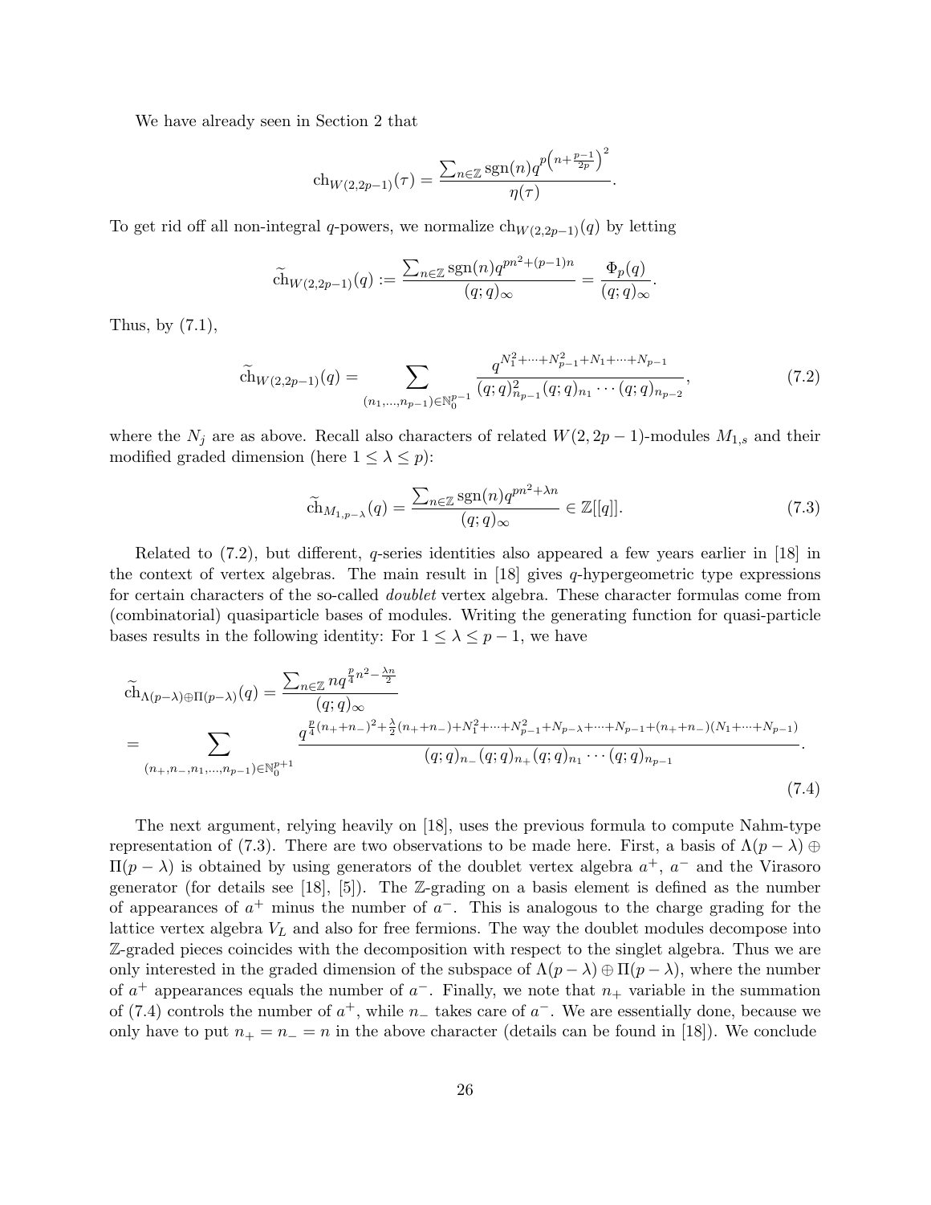We have already seen in Section 2 that

$$\mathrm{ch}_{W(2,2p-1)}(\tau) = \frac{\sum_{n\in\mathbb{Z}} \mathrm{sgn}(n) q^{p\left(n+\frac{p-1}{2p}\right)^2}}{\eta(\tau)}.$$

To get rid off all non-integral $q$-powers, we normalize $\mathrm{ch}_{W(2,2p-1)}(q)$ by letting

$$\widetilde{\mathrm{ch}}_{W(2,2p-1)}(q) := \frac{\sum_{n\in\mathbb{Z}} \mathrm{sgn}(n) q^{pn^2+(p-1)n}}{(q;q)_\infty} = \frac{\Phi_p(q)}{(q;q)_\infty}.$$

Thus, by (7.1),

$$\widetilde{\mathrm{ch}}_{W(2,2p-1)}(q) = \sum_{(n_1,\ldots,n_{p-1})\in\mathbb{N}_0^{p-1}} \frac{q^{N_1^2+\cdots+N_{p-1}^2+N_1+\cdots+N_{p-1}}}{(q;q)_{n_{p-1}}^2 (q;q)_{n_1}\cdots(q;q)_{n_{p-2}}}, \tag{7.2}$$

where the $N_j$ are as above. Recall also characters of related $W(2,2p-1)$-modules $M_{1,s}$ and their modified graded dimension (here $1 \leq \lambda \leq p$):

$$\widetilde{\mathrm{ch}}_{M_{1,p-\lambda}}(q) = \frac{\sum_{n\in\mathbb{Z}} \mathrm{sgn}(n) q^{pn^2+\lambda n}}{(q;q)_\infty} \in \mathbb{Z}[[q]]. \tag{7.3}$$

Related to (7.2), but different, $q$-series identities also appeared a few years earlier in [18] in the context of vertex algebras. The main result in [18] gives $q$-hypergeometric type expressions for certain characters of the so-called *doublet* vertex algebra. These character formulas come from (combinatorial) quasiparticle bases of modules. Writing the generating function for quasi-particle bases results in the following identity: For $1 \leq \lambda \leq p-1$, we have

$$\begin{aligned}
\widetilde{\mathrm{ch}}_{\Lambda(p-\lambda)\oplus\Pi(p-\lambda)}(q) &= \frac{\sum_{n\in\mathbb{Z}} n q^{\frac{p}{4}n^2-\frac{\lambda n}{2}}}{(q;q)_\infty} \\
&= \sum_{(n_+,n_-,n_1,\ldots,n_{p-1})\in\mathbb{N}_0^{p+1}} \frac{q^{\frac{p}{4}(n_++n_-)^2+\frac{\lambda}{2}(n_++n_-)+N_1^2+\cdots+N_{p-1}^2+N_{p-\lambda}+\cdots+N_{p-1}+(n_++n_-)(N_1+\cdots+N_{p-1})}}{(q;q)_{n_-}(q;q)_{n_+}(q;q)_{n_1}\cdots(q;q)_{n_{p-1}}}.
\end{aligned} \tag{7.4}$$

The next argument, relying heavily on [18], uses the previous formula to compute Nahm-type representation of (7.3). There are two observations to be made here. First, a basis of $\Lambda(p-\lambda)\oplus\Pi(p-\lambda)$ is obtained by using generators of the doublet vertex algebra $a^+$, $a^-$ and the Virasoro generator (for details see [18], [5]). The $\mathbb{Z}$-grading on a basis element is defined as the number of appearances of $a^+$ minus the number of $a^-$. This is analogous to the charge grading for the lattice vertex algebra $V_L$ and also for free fermions. The way the doublet modules decompose into $\mathbb{Z}$-graded pieces coincides with the decomposition with respect to the singlet algebra. Thus we are only interested in the graded dimension of the subspace of $\Lambda(p-\lambda)\oplus\Pi(p-\lambda)$, where the number of $a^+$ appearances equals the number of $a^-$. Finally, we note that $n_+$ variable in the summation of (7.4) controls the number of $a^+$, while $n_-$ takes care of $a^-$. We are essentially done, because we only have to put $n_+ = n_- = n$ in the above character (details can be found in [18]). We conclude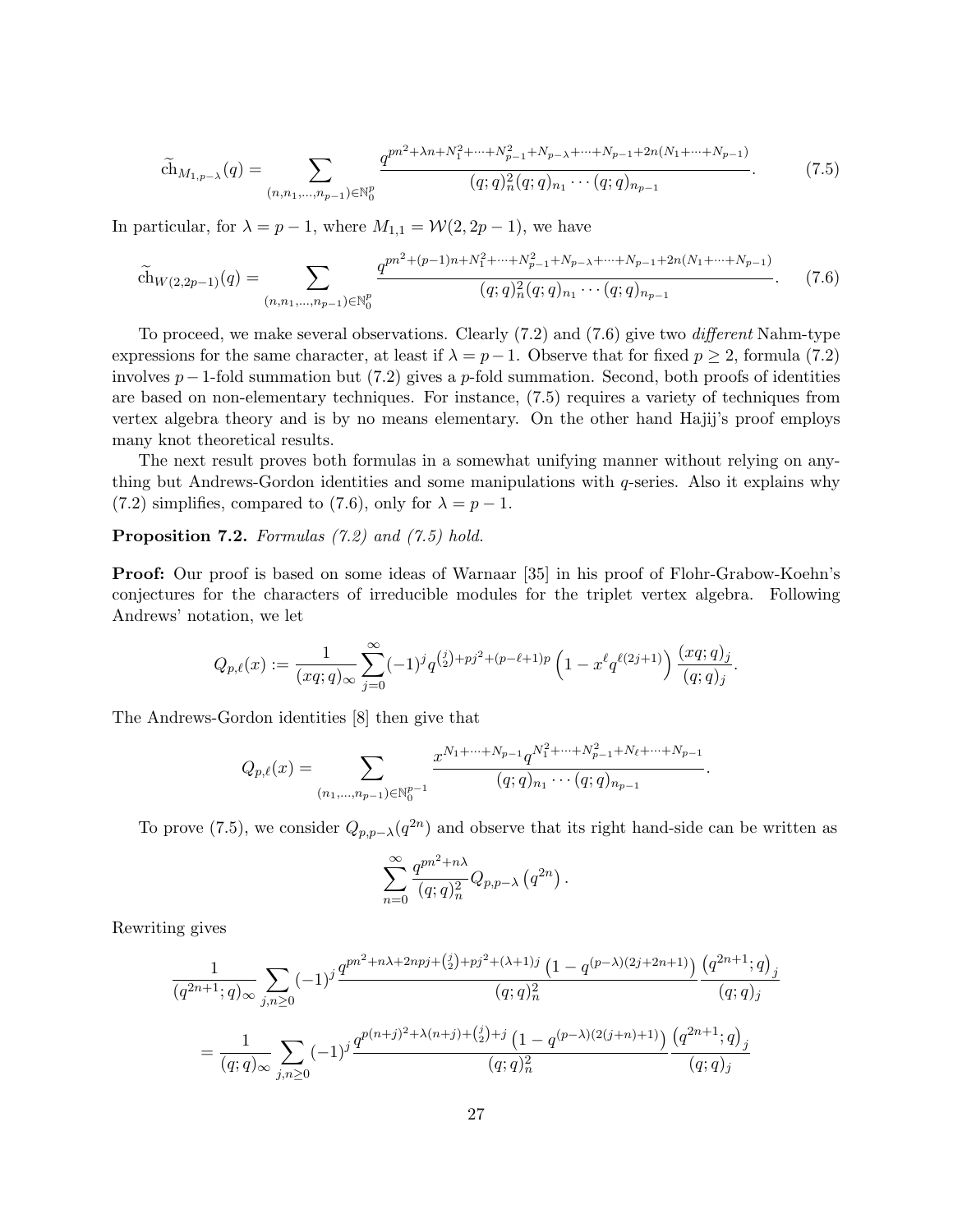$$\widetilde{\mathrm{ch}}_{M_{1,p-\lambda}}(q) = \sum_{(n,n_1,\ldots,n_{p-1})\in\mathbb{N}_0^p} \frac{q^{pn^2+\lambda n+N_1^2+\cdots+N_{p-1}^2+N_{p-\lambda}+\cdots+N_{p-1}+2n(N_1+\cdots+N_{p-1})}}{(q;q)_n^2(q;q)_{n_1}\cdots(q;q)_{n_{p-1}}}. \tag{7.5}$$

In particular, for $\lambda = p-1$, where $M_{1,1} = \mathcal{W}(2,2p-1)$, we have

$$\widetilde{\mathrm{ch}}_{W(2,2p-1)}(q) = \sum_{(n,n_1,\ldots,n_{p-1})\in\mathbb{N}_0^p} \frac{q^{pn^2+(p-1)n+N_1^2+\cdots+N_{p-1}^2+N_{p-\lambda}+\cdots+N_{p-1}+2n(N_1+\cdots+N_{p-1})}}{(q;q)_n^2(q;q)_{n_1}\cdots(q;q)_{n_{p-1}}}. \tag{7.6}$$

To proceed, we make several observations. Clearly (7.2) and (7.6) give two *different* Nahm-type expressions for the same character, at least if $\lambda = p-1$. Observe that for fixed $p \geq 2$, formula (7.2) involves $p-1$-fold summation but (7.2) gives a $p$-fold summation. Second, both proofs of identities are based on non-elementary techniques. For instance, (7.5) requires a variety of techniques from vertex algebra theory and is by no means elementary. On the other hand Hajij's proof employs many knot theoretical results.

The next result proves both formulas in a somewhat unifying manner without relying on anything but Andrews-Gordon identities and some manipulations with $q$-series. Also it explains why (7.2) simplifies, compared to (7.6), only for $\lambda = p-1$.

**Proposition 7.2.** *Formulas (7.2) and (7.5) hold.*

**Proof:** Our proof is based on some ideas of Warnaar [35] in his proof of Flohr-Grabow-Koehn's conjectures for the characters of irreducible modules for the triplet vertex algebra. Following Andrews' notation, we let

$$Q_{p,\ell}(x) := \frac{1}{(xq;q)_\infty}\sum_{j=0}^{\infty}(-1)^j q^{\binom{j}{2}+pj^2+(p-\ell+1)p}\left(1-x^\ell q^{\ell(2j+1)}\right)\frac{(xq;q)_j}{(q;q)_j}.$$

The Andrews-Gordon identities [8] then give that

$$Q_{p,\ell}(x) = \sum_{(n_1,\ldots,n_{p-1})\in\mathbb{N}_0^{p-1}} \frac{x^{N_1+\cdots+N_{p-1}}q^{N_1^2+\cdots+N_{p-1}^2+N_\ell+\cdots+N_{p-1}}}{(q;q)_{n_1}\cdots(q;q)_{n_{p-1}}}.$$

To prove (7.5), we consider $Q_{p,p-\lambda}(q^{2n})$ and observe that its right hand-side can be written as

$$\sum_{n=0}^{\infty}\frac{q^{pn^2+n\lambda}}{(q;q)_n^2}Q_{p,p-\lambda}\left(q^{2n}\right).$$

Rewriting gives

$$\begin{aligned}
&\frac{1}{(q^{2n+1};q)_\infty}\sum_{j,n\geq 0}(-1)^j\frac{q^{pn^2+n\lambda+2npj+\binom{j}{2}+pj^2+(\lambda+1)j}\left(1-q^{(p-\lambda)(2j+2n+1)}\right)}{(q;q)_n^2}\frac{\left(q^{2n+1};q\right)_j}{(q;q)_j}\\
&=\frac{1}{(q;q)_\infty}\sum_{j,n\geq 0}(-1)^j\frac{q^{p(n+j)^2+\lambda(n+j)+\binom{j}{2}+j}\left(1-q^{(p-\lambda)(2(j+n)+1)}\right)}{(q;q)_n^2}\frac{\left(q^{2n+1};q\right)_j}{(q;q)_j}
\end{aligned}$$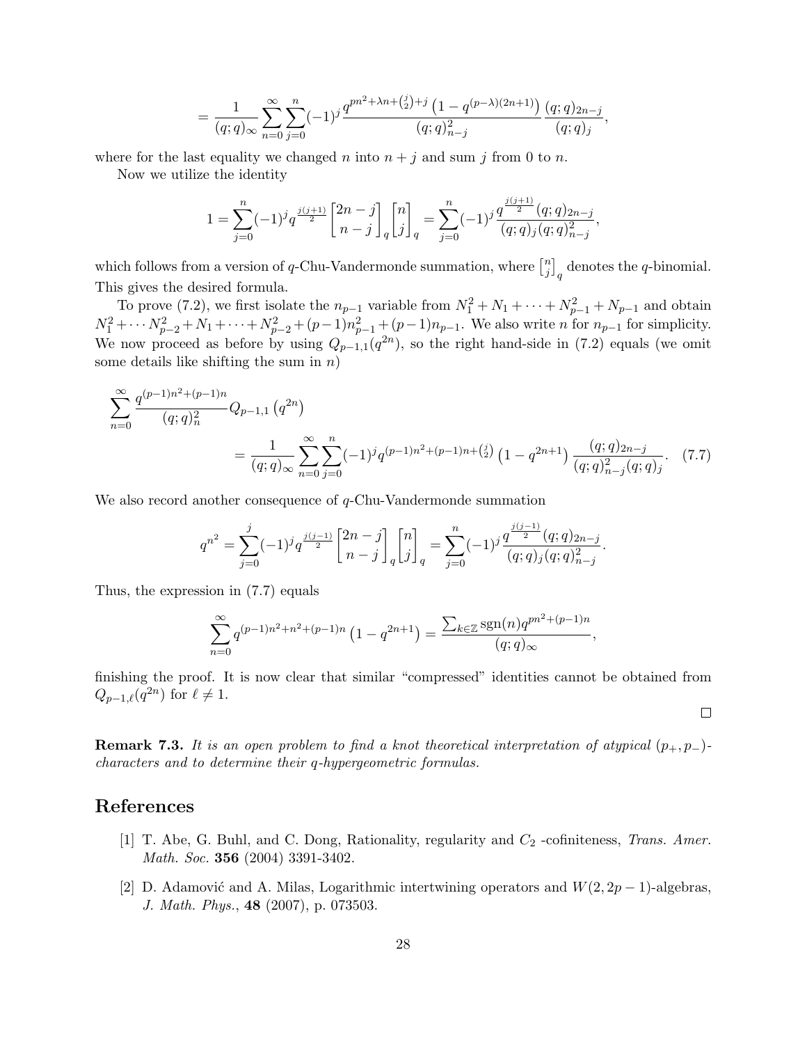$$= \frac{1}{(q;q)_\infty} \sum_{n=0}^{\infty} \sum_{j=0}^{n} (-1)^j \frac{q^{pn^2+\lambda n+\binom{j}{2}+j}\left(1-q^{(p-\lambda)(2n+1)}\right)}{(q;q)_{n-j}^2} \frac{(q;q)_{2n-j}}{(q;q)_j},$$

where for the last equality we changed $n$ into $n+j$ and sum $j$ from 0 to $n$.

Now we utilize the identity

$$1 = \sum_{j=0}^{n} (-1)^j q^{\frac{j(j+1)}{2}} \begin{bmatrix} 2n-j \\ n-j \end{bmatrix}_q \begin{bmatrix} n \\ j \end{bmatrix}_q = \sum_{j=0}^{n} (-1)^j \frac{q^{\frac{j(j+1)}{2}}(q;q)_{2n-j}}{(q;q)_j (q;q)_{n-j}^2},$$

which follows from a version of $q$-Chu-Vandermonde summation, where $\begin{bmatrix} n \\ j \end{bmatrix}_q$ denotes the $q$-binomial. This gives the desired formula.

To prove (7.2), we first isolate the $n_{p-1}$ variable from $N_1^2+N_1+\cdots+N_{p-1}^2+N_{p-1}$ and obtain $N_1^2+\cdots N_{p-2}^2+N_1+\cdots+N_{p-2}^2+(p-1)n_{p-1}^2+(p-1)n_{p-1}$. We also write $n$ for $n_{p-1}$ for simplicity. We now proceed as before by using $Q_{p-1,1}(q^{2n})$, so the right hand-side in (7.2) equals (we omit some details like shifting the sum in $n$)

$$\sum_{n=0}^{\infty} \frac{q^{(p-1)n^2+(p-1)n}}{(q;q)_n^2} Q_{p-1,1}\left(q^{2n}\right)$$
$$= \frac{1}{(q;q)_\infty} \sum_{n=0}^{\infty} \sum_{j=0}^{n} (-1)^j q^{(p-1)n^2+(p-1)n+\binom{j}{2}} \left(1-q^{2n+1}\right) \frac{(q;q)_{2n-j}}{(q;q)_{n-j}^2 (q;q)_j}. \quad (7.7)$$

We also record another consequence of $q$-Chu-Vandermonde summation

$$q^{n^2} = \sum_{j=0}^{j} (-1)^j q^{\frac{j(j-1)}{2}} \begin{bmatrix} 2n-j \\ n-j \end{bmatrix}_q \begin{bmatrix} n \\ j \end{bmatrix}_q = \sum_{j=0}^{n} (-1)^j \frac{q^{\frac{j(j-1)}{2}}(q;q)_{2n-j}}{(q;q)_j (q;q)_{n-j}^2}.$$

Thus, the expression in (7.7) equals

$$\sum_{n=0}^{\infty} q^{(p-1)n^2+n^2+(p-1)n}\left(1-q^{2n+1}\right) = \frac{\sum_{k\in\mathbb{Z}} \operatorname{sgn}(n) q^{pn^2+(p-1)n}}{(q;q)_\infty},$$

finishing the proof. It is now clear that similar "compressed" identities cannot be obtained from $Q_{p-1,\ell}(q^{2n})$ for $\ell \neq 1$.

□

**Remark 7.3.** *It is an open problem to find a knot theoretical interpretation of atypical $(p_+, p_-)$-characters and to determine their $q$-hypergeometric formulas.*

# References

[1] T. Abe, G. Buhl, and C. Dong, Rationality, regularity and $C_2$ -cofiniteness, *Trans. Amer. Math. Soc.* **356** (2004) 3391-3402.

[2] D. Adamović and A. Milas, Logarithmic intertwining operators and $W(2, 2p-1)$-algebras, *J. Math. Phys.*, **48** (2007), p. 073503.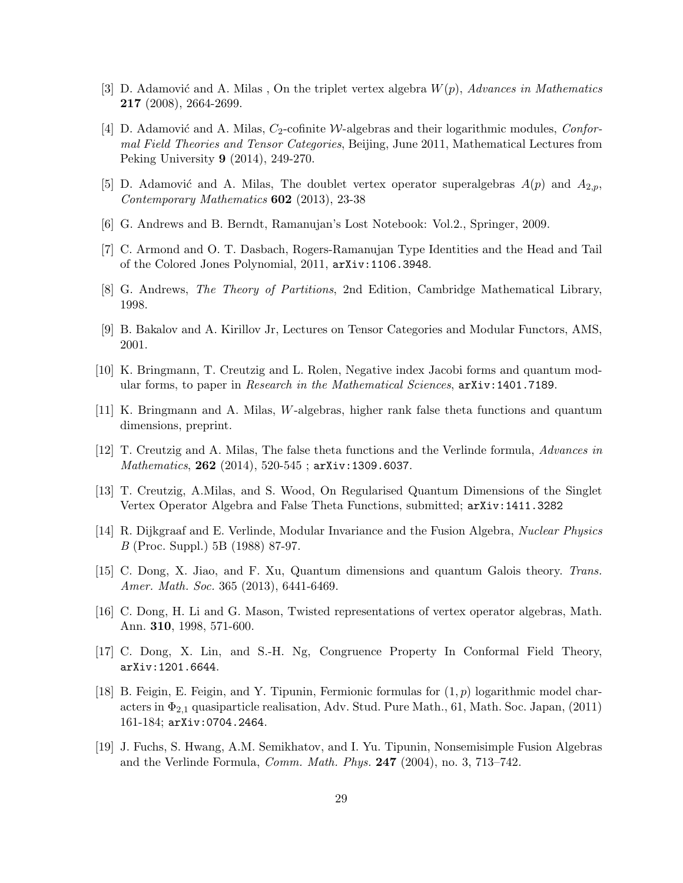[3] D. Adamović and A. Milas , On the triplet vertex algebra $W(p)$, *Advances in Mathematics* **217** (2008), 2664-2699.

[4] D. Adamović and A. Milas, $C_2$-cofinite $\mathcal{W}$-algebras and their logarithmic modules, *Conformal Field Theories and Tensor Categories*, Beijing, June 2011, Mathematical Lectures from Peking University **9** (2014), 249-270.

[5] D. Adamović and A. Milas, The doublet vertex operator superalgebras $A(p)$ and $A_{2,p}$, *Contemporary Mathematics* **602** (2013), 23-38

[6] G. Andrews and B. Berndt, Ramanujan's Lost Notebook: Vol.2., Springer, 2009.

[7] C. Armond and O. T. Dasbach, Rogers-Ramanujan Type Identities and the Head and Tail of the Colored Jones Polynomial, 2011, `arXiv:1106.3948`.

[8] G. Andrews, *The Theory of Partitions*, 2nd Edition, Cambridge Mathematical Library, 1998.

[9] B. Bakalov and A. Kirillov Jr, Lectures on Tensor Categories and Modular Functors, AMS, 2001.

[10] K. Bringmann, T. Creutzig and L. Rolen, Negative index Jacobi forms and quantum modular forms, to paper in *Research in the Mathematical Sciences*, `arXiv:1401.7189`.

[11] K. Bringmann and A. Milas, $W$-algebras, higher rank false theta functions and quantum dimensions, preprint.

[12] T. Creutzig and A. Milas, The false theta functions and the Verlinde formula, *Advances in Mathematics*, **262** (2014), 520-545 ; `arXiv:1309.6037`.

[13] T. Creutzig, A.Milas, and S. Wood, On Regularised Quantum Dimensions of the Singlet Vertex Operator Algebra and False Theta Functions, submitted; `arXiv:1411.3282`

[14] R. Dijkgraaf and E. Verlinde, Modular Invariance and the Fusion Algebra, *Nuclear Physics B* (Proc. Suppl.) 5B (1988) 87-97.

[15] C. Dong, X. Jiao, and F. Xu, Quantum dimensions and quantum Galois theory. *Trans. Amer. Math. Soc.* 365 (2013), 6441-6469.

[16] C. Dong, H. Li and G. Mason, Twisted representations of vertex operator algebras, Math. Ann. **310**, 1998, 571-600.

[17] C. Dong, X. Lin, and S.-H. Ng, Congruence Property In Conformal Field Theory, `arXiv:1201.6644`.

[18] B. Feigin, E. Feigin, and Y. Tipunin, Fermionic formulas for $(1, p)$ logarithmic model characters in $\Phi_{2,1}$ quasiparticle realisation, Adv. Stud. Pure Math., 61, Math. Soc. Japan, (2011) 161-184; `arXiv:0704.2464`.

[19] J. Fuchs, S. Hwang, A.M. Semikhatov, and I. Yu. Tipunin, Nonsemisimple Fusion Algebras and the Verlinde Formula, *Comm. Math. Phys.* **247** (2004), no. 3, 713–742.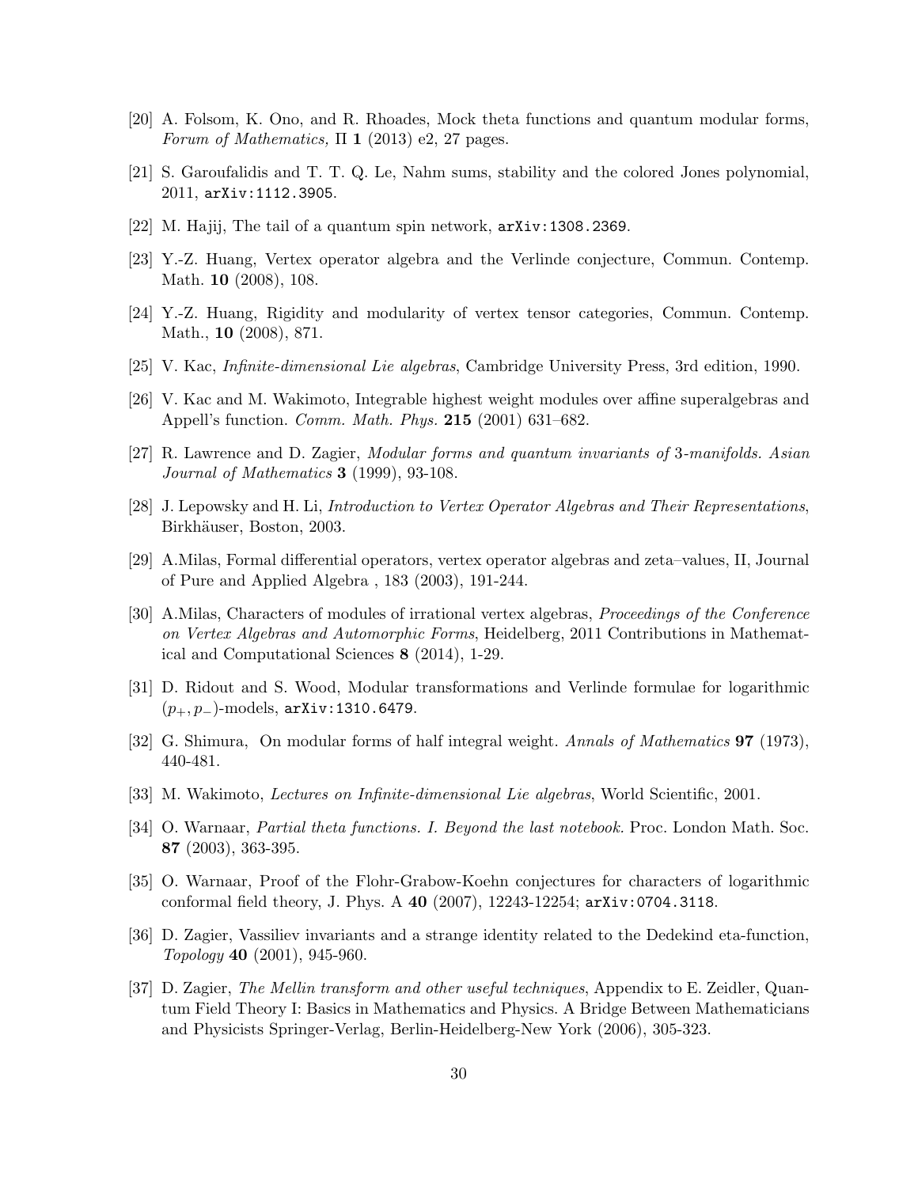[20] A. Folsom, K. Ono, and R. Rhoades, Mock theta functions and quantum modular forms, *Forum of Mathematics,* Π **1** (2013) e2, 27 pages.

[21] S. Garoufalidis and T. T. Q. Le, Nahm sums, stability and the colored Jones polynomial, 2011, arXiv:1112.3905.

[22] M. Hajij, The tail of a quantum spin network, arXiv:1308.2369.

[23] Y.-Z. Huang, Vertex operator algebra and the Verlinde conjecture, Commun. Contemp. Math. **10** (2008), 108.

[24] Y.-Z. Huang, Rigidity and modularity of vertex tensor categories, Commun. Contemp. Math., **10** (2008), 871.

[25] V. Kac, *Infinite-dimensional Lie algebras*, Cambridge University Press, 3rd edition, 1990.

[26] V. Kac and M. Wakimoto, Integrable highest weight modules over affine superalgebras and Appell's function. *Comm. Math. Phys.* **215** (2001) 631–682.

[27] R. Lawrence and D. Zagier, *Modular forms and quantum invariants of* 3*-manifolds. Asian Journal of Mathematics* **3** (1999), 93-108.

[28] J. Lepowsky and H. Li, *Introduction to Vertex Operator Algebras and Their Representations*, Birkhäuser, Boston, 2003.

[29] A.Milas, Formal differential operators, vertex operator algebras and zeta–values, II, Journal of Pure and Applied Algebra , 183 (2003), 191-244.

[30] A.Milas, Characters of modules of irrational vertex algebras, *Proceedings of the Conference on Vertex Algebras and Automorphic Forms*, Heidelberg, 2011 Contributions in Mathematical and Computational Sciences **8** (2014), 1-29.

[31] D. Ridout and S. Wood, Modular transformations and Verlinde formulae for logarithmic $(p_+, p_-)$-models, arXiv:1310.6479.

[32] G. Shimura, On modular forms of half integral weight. *Annals of Mathematics* **97** (1973), 440-481.

[33] M. Wakimoto, *Lectures on Infinite-dimensional Lie algebras*, World Scientific, 2001.

[34] O. Warnaar, *Partial theta functions. I. Beyond the last notebook.* Proc. London Math. Soc. **87** (2003), 363-395.

[35] O. Warnaar, Proof of the Flohr-Grabow-Koehn conjectures for characters of logarithmic conformal field theory, J. Phys. A **40** (2007), 12243-12254; arXiv:0704.3118.

[36] D. Zagier, Vassiliev invariants and a strange identity related to the Dedekind eta-function, *Topology* **40** (2001), 945-960.

[37] D. Zagier, *The Mellin transform and other useful techniques*, Appendix to E. Zeidler, Quantum Field Theory I: Basics in Mathematics and Physics. A Bridge Between Mathematicians and Physicists Springer-Verlag, Berlin-Heidelberg-New York (2006), 305-323.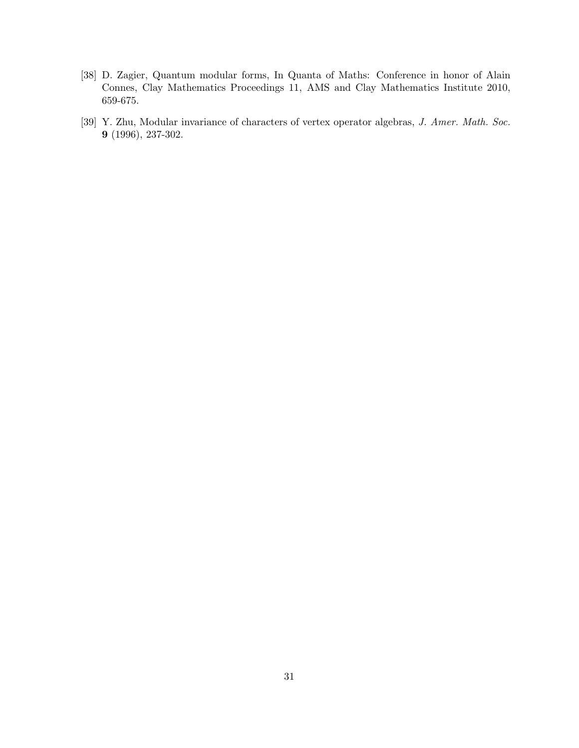[38] D. Zagier, Quantum modular forms, In Quanta of Maths: Conference in honor of Alain Connes, Clay Mathematics Proceedings 11, AMS and Clay Mathematics Institute 2010, 659-675.

[39] Y. Zhu, Modular invariance of characters of vertex operator algebras, *J. Amer. Math. Soc.* **9** (1996), 237-302.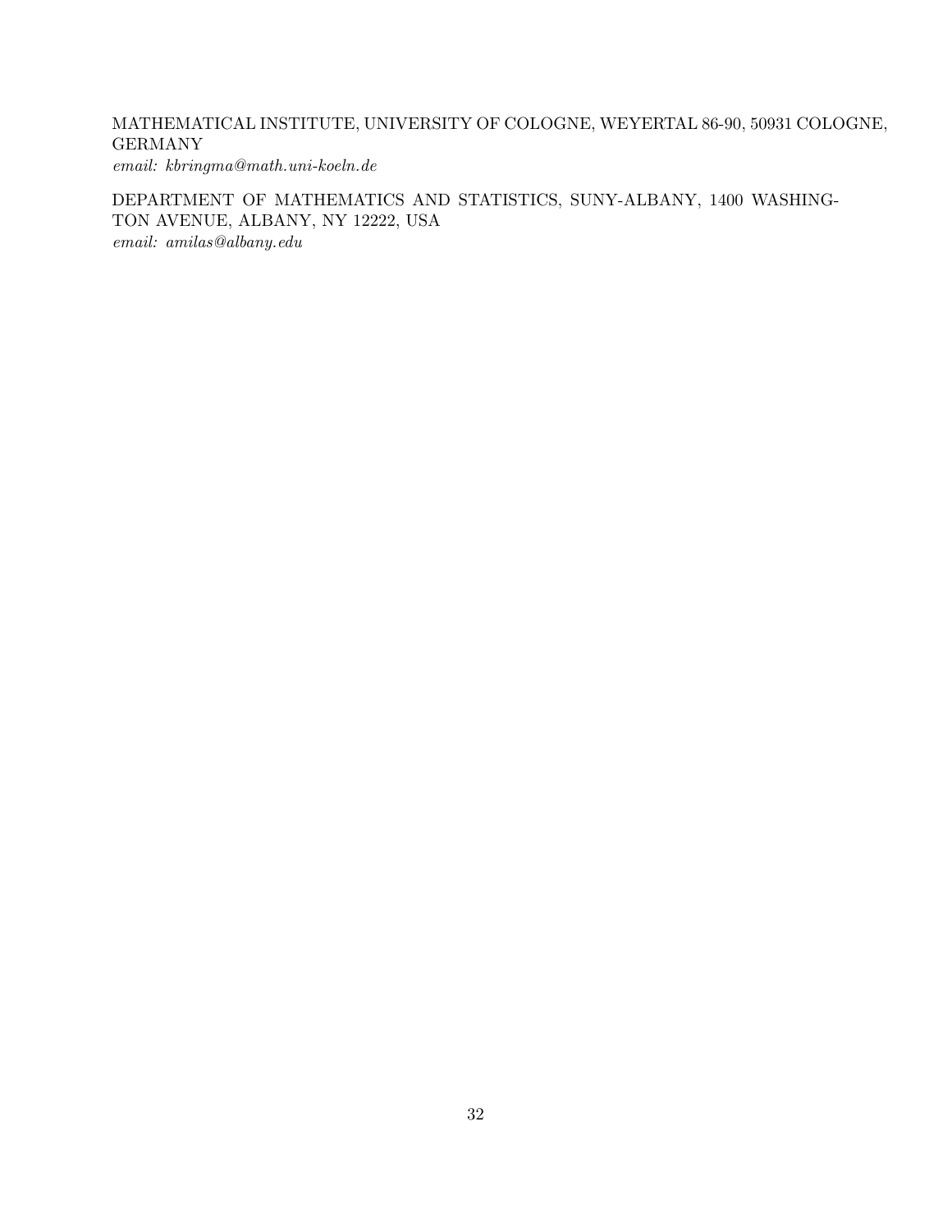MATHEMATICAL INSTITUTE, UNIVERSITY OF COLOGNE, WEYERTAL 86-90, 50931 COLOGNE, GERMANY
*email: kbringma@math.uni-koeln.de*

DEPARTMENT OF MATHEMATICS AND STATISTICS, SUNY-ALBANY, 1400 WASHINGTON AVENUE, ALBANY, NY 12222, USA
*email: amilas@albany.edu*